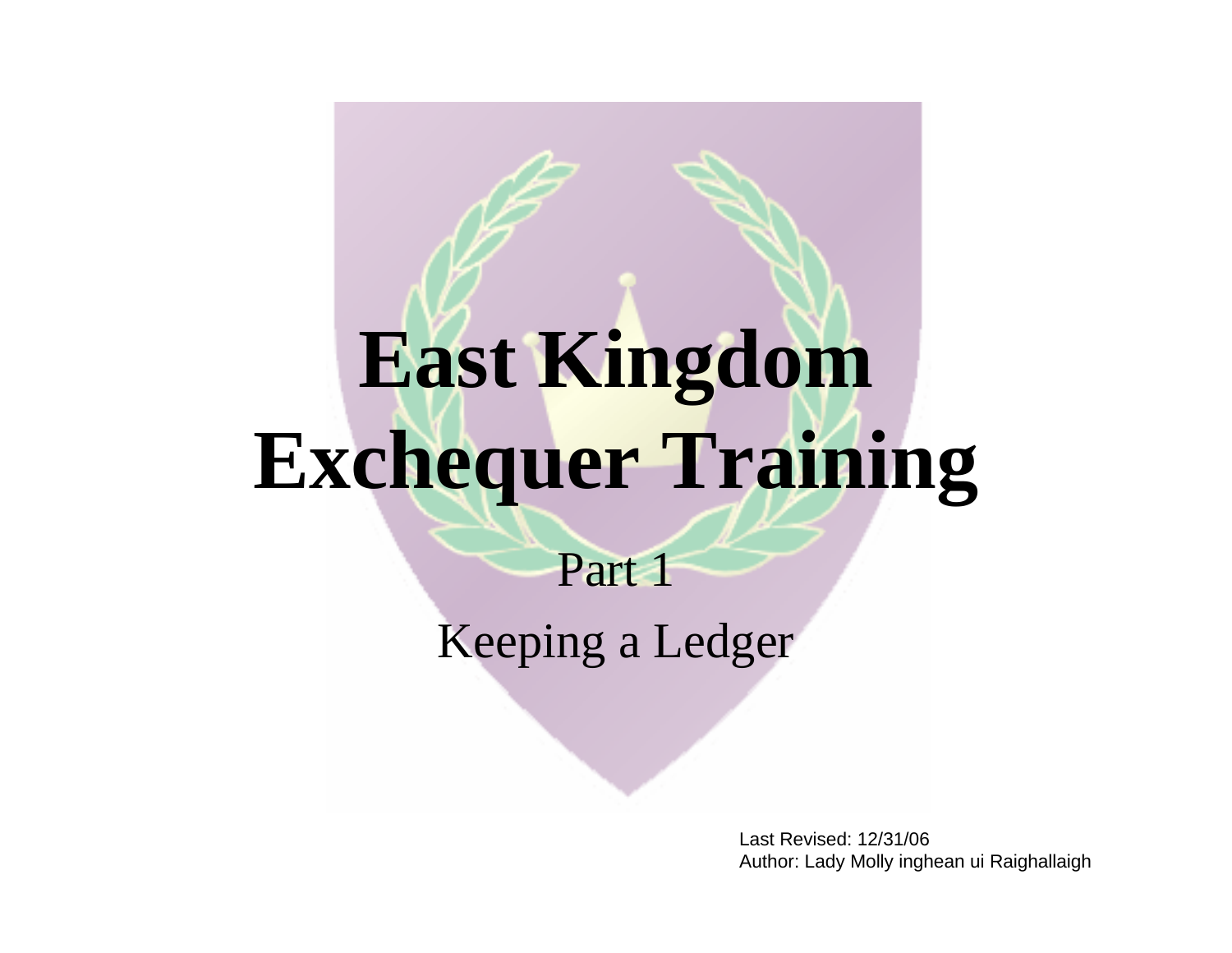# East Kingdom Exchequer Training

Part 1

Keeping a Ledger

Last Revised: 12/31/06
Author: Lady Molly inghean ui Raighallaigh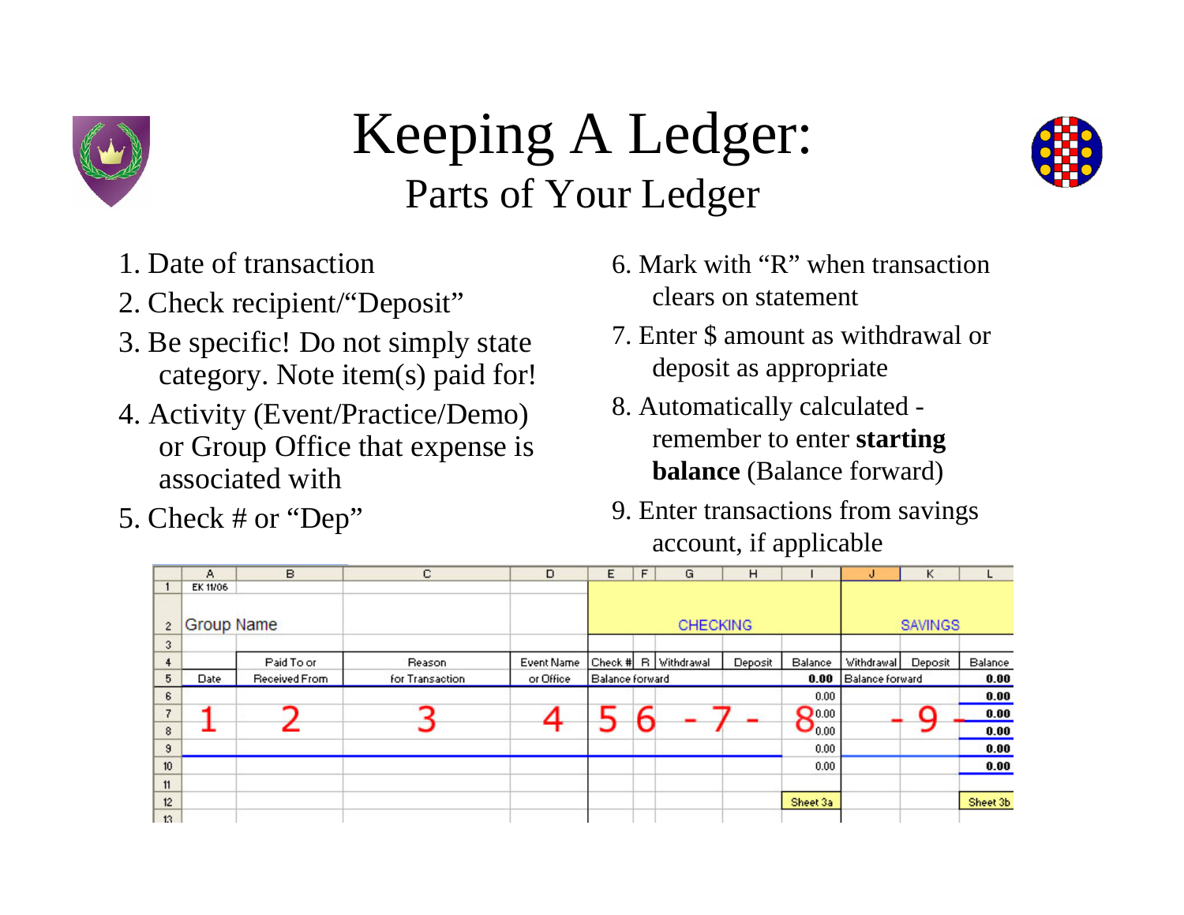# Keeping A Ledger:

## Parts of Your Ledger

1. Date of transaction
2. Check recipient/"Deposit"
3. Be specific! Do not simply state category. Note item(s) paid for!
4. Activity (Event/Practice/Demo) or Group Office that expense is associated with
5. Check # or "Dep"
6. Mark with "R" when transaction clears on statement
7. Enter $ amount as withdrawal or deposit as appropriate
8. Automatically calculated - remember to enter **starting balance** (Balance forward)
9. Enter transactions from savings account, if applicable

| | A | B | C | D | E | F | G | H | I | J | K | L |
|---|---|---|---|---|---|---|---|---|---|---|---|---|
| 1 | EK 11/06 | | | | | | | | | | | |
| 2 | Group Name | | | | CHECKING | | | | | SAVINGS | | |
| 3 | | | | | | | | | | | | |
| 4 | | Paid To or | Reason | Event Name | Check # | R | Withdrawal | Deposit | Balance | Withdrawal | Deposit | Balance |
| 5 | Date | Received From | for Transaction | or Office | Balance forward | | | | 0.00 | Balance forward | | 0.00 |
| 6 | | | | | | | | | 0.00 | | | 0.00 |
| 7 | 1 | 2 | 3 | 4 | 5 | 6 | - 7 - | | 8 0.00 | | - 9 - | 0.00 |
| 8 | | | | | | | | | 0.00 | | | 0.00 |
| 9 | | | | | | | | | 0.00 | | | 0.00 |
| 10 | | | | | | | | | 0.00 | | | 0.00 |
| 11 | | | | | | | | | | | | |
| 12 | | | | | | | | | Sheet 3a | | | Sheet 3b |
| 13 | | | | | | | | | | | | |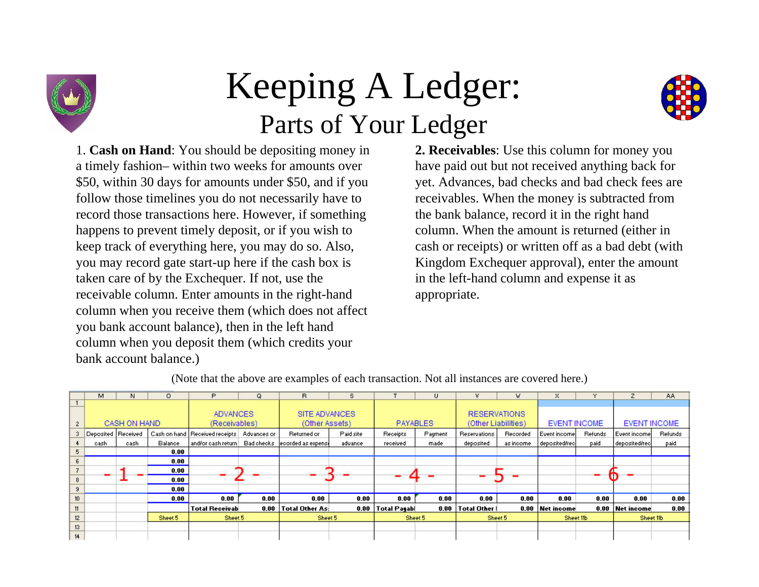# Keeping A Ledger:

## Parts of Your Ledger

1. **Cash on Hand**: You should be depositing money in a timely fashion– within two weeks for amounts over $50, within 30 days for amounts under $50, and if you follow those timelines you do not necessarily have to record those transactions here. However, if something happens to prevent timely deposit, or if you wish to keep track of everything here, you may do so. Also, you may record gate start-up here if the cash box is taken care of by the Exchequer. If not, use the receivable column. Enter amounts in the right-hand column when you receive them (which does not affect you bank account balance), then in the left hand column when you deposit them (which credits your bank account balance.)

2. **Receivables**: Use this column for money you have paid out but not received anything back for yet. Advances, bad checks and bad check fees are receivables. When the money is subtracted from the bank balance, record it in the right hand column. When the amount is returned (either in cash or receipts) or written off as a bad debt (with Kingdom Exchequer approval), enter the amount in the left-hand column and expense it as appropriate.

(Note that the above are examples of each transaction. Not all instances are covered here.)

| | M | N | O | P | Q | R | S | T | U | V | W | X | Y | Z | AA |
|---|---|---|---|---|---|---|---|---|---|---|---|---|---|---|---|
| 1 | | | | | | | | | | | | | | | |
| 2 | CASH ON HAND | | | ADVANCES (Receivables) | | SITE ADVANCES (Other Assets) | | PAYABLES | | RESERVATIONS (Other Liabilities) | | EVENT INCOME | | EVENT INCOME | |
| 3 | Deposited | Received | Cash on hand | Received receipts | Advances or | Returned or | Paid site | Receipts | Payment | Reservations | Recorded | Event income | Refunds | Event income | Refunds |
| 4 | cash | cash | Balance | and/or cash return | Bad checks | ecorded as expens | advance | received | made | deposited | as income | deposited/rec | paid | deposited/rec | paid |
| 5 | | | 0.00 | | | | | | | | | | | | |
| 6 | | | 0.00 | | | | | | | | | | | | |
| 7 | - 1 - | | 0.00 | - 2 - | | - 3 - | | - 4 - | | - 5 - | | | | - 6 - | |
| 8 | | | 0.00 | | | | | | | | | | | | |
| 9 | | | 0.00 | | | | | | | | | | | | |
| 10 | | | 0.00 | 0.00 | 0.00 | 0.00 | 0.00 | 0.00 | 0.00 | 0.00 | 0.00 | 0.00 | 0.00 | 0.00 | 0.00 |
| 11 | | | | Total Receivab | 0.00 | Total Other As | 0.00 | Total Payabl | 0.00 | Total Other l | 0.00 | Net income | 0.00 | Net income | 0.00 |
| 12 | | | Sheet 5 | Sheet 5 | | Sheet 5 | | Sheet 5 | | Sheet 5 | | Sheet 11b | | Sheet 11b | |
| 13 | | | | | | | | | | | | | | | |
| 14 | | | | | | | | | | | | | | | |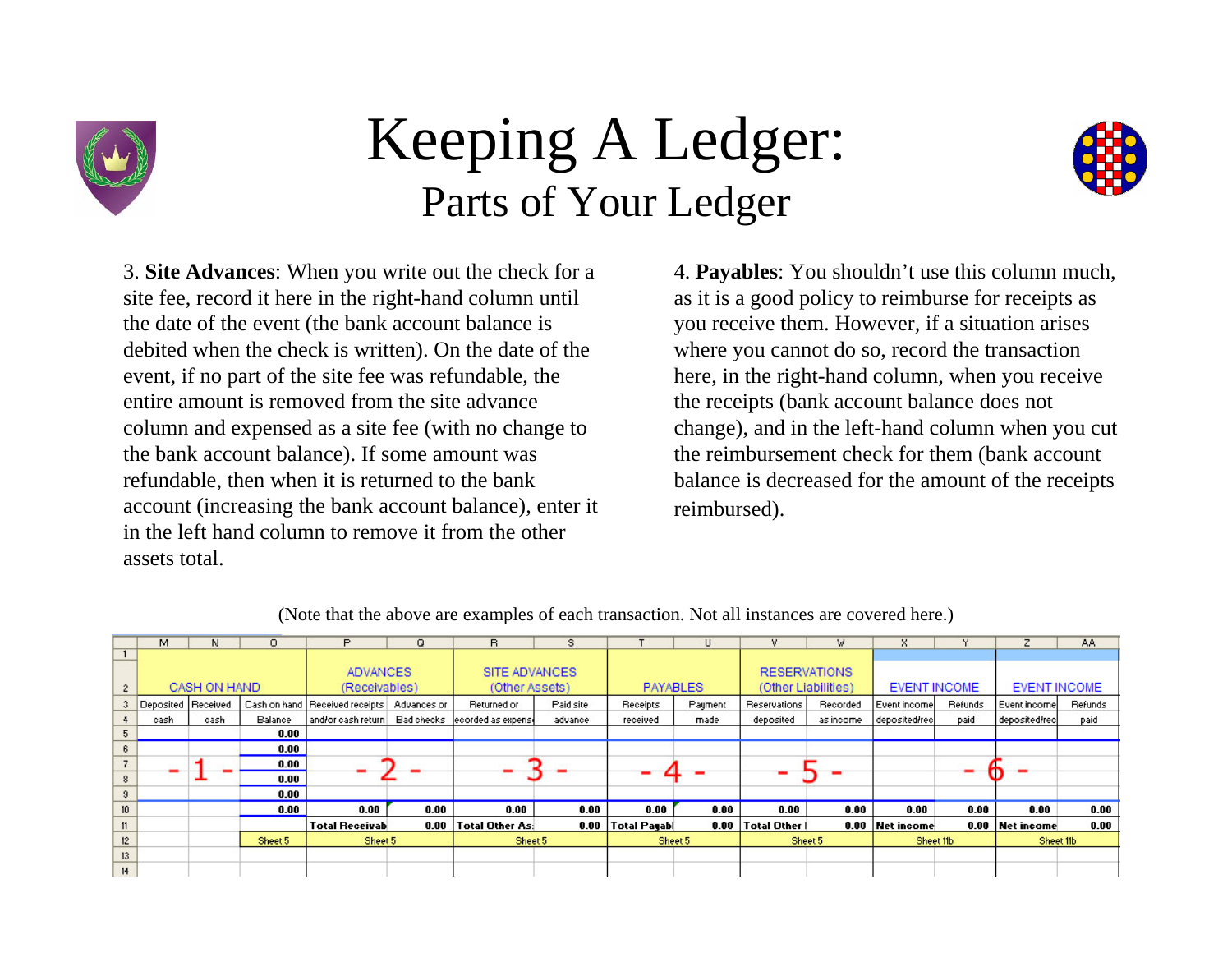# Keeping A Ledger:

## Parts of Your Ledger

3. **Site Advances**: When you write out the check for a site fee, record it here in the right-hand column until the date of the event (the bank account balance is debited when the check is written). On the date of the event, if no part of the site fee was refundable, the entire amount is removed from the site advance column and expensed as a site fee (with no change to the bank account balance). If some amount was refundable, then when it is returned to the bank account (increasing the bank account balance), enter it in the left hand column to remove it from the other assets total.

4. **Payables**: You shouldn't use this column much, as it is a good policy to reimburse for receipts as you receive them. However, if a situation arises where you cannot do so, record the transaction here, in the right-hand column, when you receive the receipts (bank account balance does not change), and in the left-hand column when you cut the reimbursement check for them (bank account balance is decreased for the amount of the receipts reimbursed).

(Note that the above are examples of each transaction. Not all instances are covered here.)

| | M | N | O | P | Q | R | S | T | U | V | W | X | Y | Z | AA |
|---|---|---|---|---|---|---|---|---|---|---|---|---|---|---|---|
| 1 | | | | | | | | | | | | | | | |
| 2 | CASH ON HAND | | | ADVANCES (Receivables) | | SITE ADVANCES (Other Assets) | | PAYABLES | | RESERVATIONS (Other Liabilities) | | EVENT INCOME | | EVENT INCOME | |
| 3 | Deposited | Received | Cash on hand | Received receipts | Advances or | Returned or | Paid site | Receipts | Payment | Reservations | Recorded | Event income | Refunds | Event income | Refunds |
| 4 | cash | cash | Balance | and/or cash return | Bad checks | ecorded as expens | advance | received | made | deposited | as income | deposited/rec | paid | deposited/rec | paid |
| 5 | | | 0.00 | | | | | | | | | | | | |
| 6 | | | 0.00 | | | | | | | | | | | | |
| 7 | - 1 - | | 0.00 | - 2 - | | - 3 - | | - 4 - | | - 5 - | | | - 6 - | | |
| 8 | | | 0.00 | | | | | | | | | | | | |
| 9 | | | 0.00 | | | | | | | | | | | | |
| 10 | | | 0.00 | 0.00 | 0.00 | 0.00 | 0.00 | 0.00 | 0.00 | 0.00 | 0.00 | 0.00 | 0.00 | 0.00 | 0.00 |
| 11 | | | | Total Receivab | 0.00 | Total Other As | 0.00 | Total Payabl | 0.00 | Total Other l | 0.00 | Net income | 0.00 | Net income | 0.00 |
| 12 | | | Sheet 5 | Sheet 5 | | Sheet 5 | | Sheet 5 | | Sheet 5 | | Sheet 11b | | Sheet 11b | |
| 13 | | | | | | | | | | | | | | | |
| 14 | | | | | | | | | | | | | | | |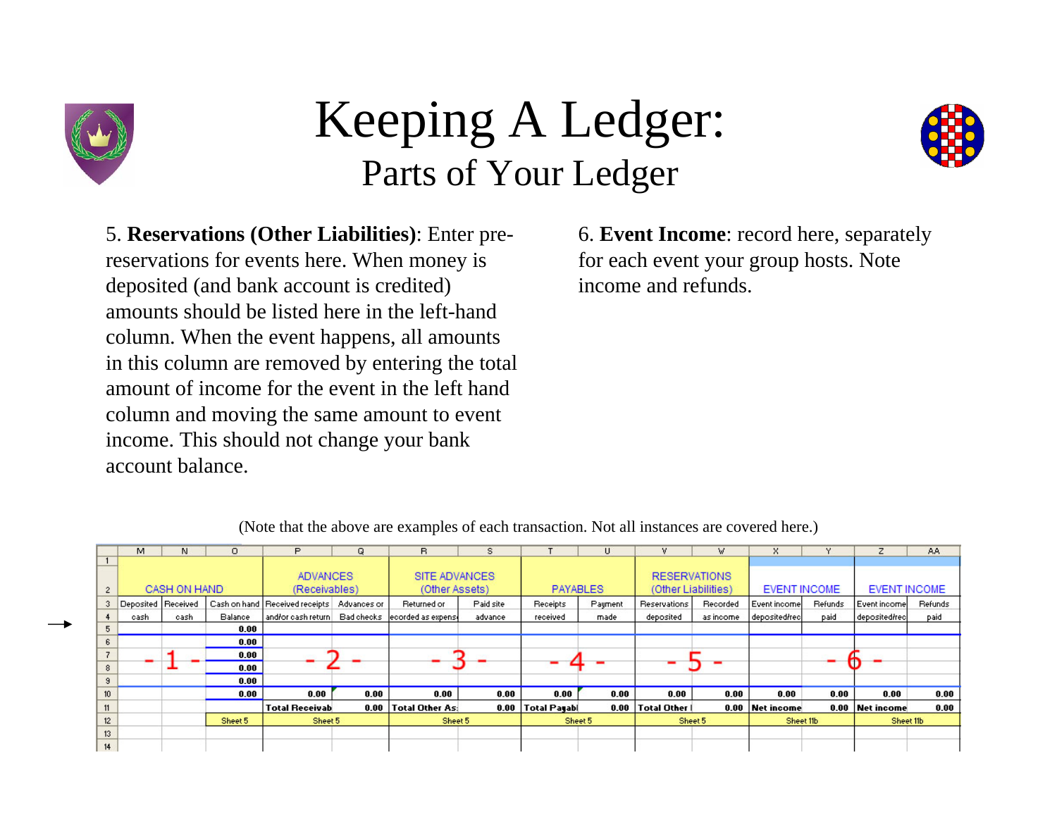# Keeping A Ledger:

## Parts of Your Ledger

5. **Reservations (Other Liabilities)**: Enter pre-reservations for events here. When money is deposited (and bank account is credited) amounts should be listed here in the left-hand column. When the event happens, all amounts in this column are removed by entering the total amount of income for the event in the left hand column and moving the same amount to event income. This should not change your bank account balance.

6. **Event Income**: record here, separately for each event your group hosts. Note income and refunds.

(Note that the above are examples of each transaction. Not all instances are covered here.)

| | M | N | O | P | Q | R | S | T | U | V | W | X | Y | Z | AA |
|---|---|---|---|---|---|---|---|---|---|---|---|---|---|---|---|
| 1 | | | | | | | | | | | | | | | |
| 2 | CASH ON HAND | | | ADVANCES (Receivables) | | SITE ADVANCES (Other Assets) | | PAYABLES | | RESERVATIONS (Other Liabilities) | | EVENT INCOME | | EVENT INCOME | |
| 3 | Deposited | Received | Cash on hand | Received receipts | Advances or | Returned or | Paid site | Receipts | Payment | Reservations | Recorded | Event income | Refunds | Event income | Refunds |
| 4 | cash | cash | Balance | and/or cash return | Bad checks | recorded as expense | advance | received | made | deposited | as income | deposited/rec | paid | deposited/rec | paid |
| 5 | | | 0.00 | | | | | | | | | | | | |
| 6 | | | 0.00 | | | | | | | | | | | | |
| 7 | - 1 - | | 0.00 | - 2 - | | - 3 - | | - 4 - | | - 5 - | | - 6 - | | | |
| 8 | | | 0.00 | | | | | | | | | | | | |
| 9 | | | 0.00 | | | | | | | | | | | | |
| 10 | | | 0.00 | 0.00 | 0.00 | 0.00 | 0.00 | 0.00 | 0.00 | 0.00 | 0.00 | 0.00 | 0.00 | 0.00 | 0.00 |
| 11 | | | | Total Receivab | 0.00 | Total Other As | 0.00 | Total Payabl | 0.00 | Total Other l | 0.00 | Net income | 0.00 | Net income | 0.00 |
| 12 | | | Sheet 5 | Sheet 5 | | Sheet 5 | | Sheet 5 | | Sheet 5 | | Sheet 11b | | Sheet 11b | |
| 13 | | | | | | | | | | | | | | | |
| 14 | | | | | | | | | | | | | | | |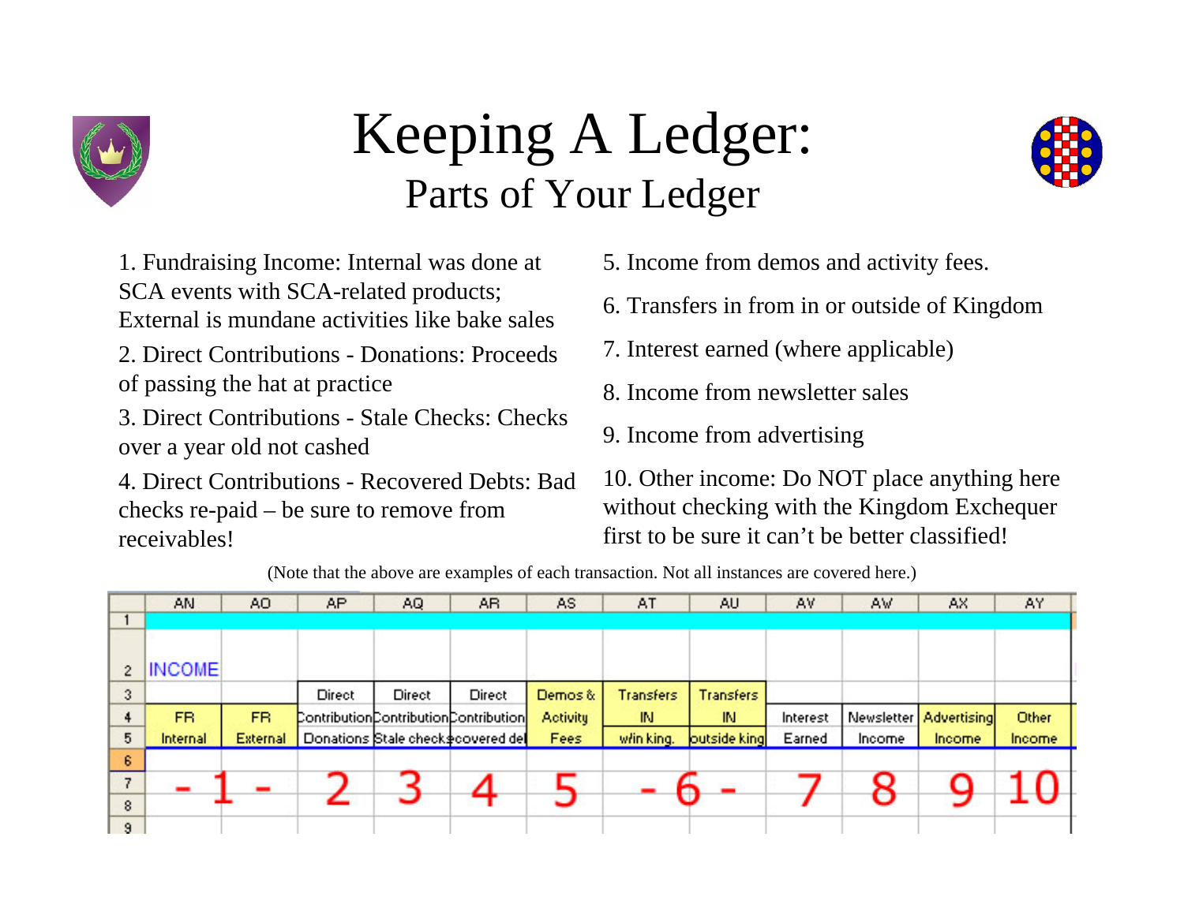# Keeping A Ledger:

## Parts of Your Ledger

1. Fundraising Income: Internal was done at SCA events with SCA-related products; External is mundane activities like bake sales
2. Direct Contributions - Donations: Proceeds of passing the hat at practice
3. Direct Contributions - Stale Checks: Checks over a year old not cashed
4. Direct Contributions - Recovered Debts: Bad checks re-paid – be sure to remove from receivables!
5. Income from demos and activity fees.
6. Transfers in from in or outside of Kingdom
7. Interest earned (where applicable)
8. Income from newsletter sales
9. Income from advertising
10. Other income: Do NOT place anything here without checking with the Kingdom Exchequer first to be sure it can't be better classified!

(Note that the above are examples of each transaction. Not all instances are covered here.)

| | AN | AO | AP | AQ | AR | AS | AT | AU | AV | AW | AX | AY |
|---|---|---|---|---|---|---|---|---|---|---|---|---|
| 1 | | | | | | | | | | | | |
| 2 | INCOME | | | | | | | | | | | |
| 3 | | | Direct | Direct | Direct | Demos & | Transfers | Transfers | | | | |
| 4 | FR | FR | Contribution | Contribution | Contribution | Activity | IN | IN | Interest | Newsletter | Advertising | Other |
| 5 | Internal | External | Donations | Stale checks | Recovered del | Fees | w/in king. | outside king | Earned | Income | Income | Income |
| 6 | | | | | | | | | | | | |
| 7 | - 1 - | | 2 | 3 | 4 | 5 | - 6 - | | 7 | 8 | 9 | 10 |
| 8 | | | | | | | | | | | | |
| 9 | | | | | | | | | | | | |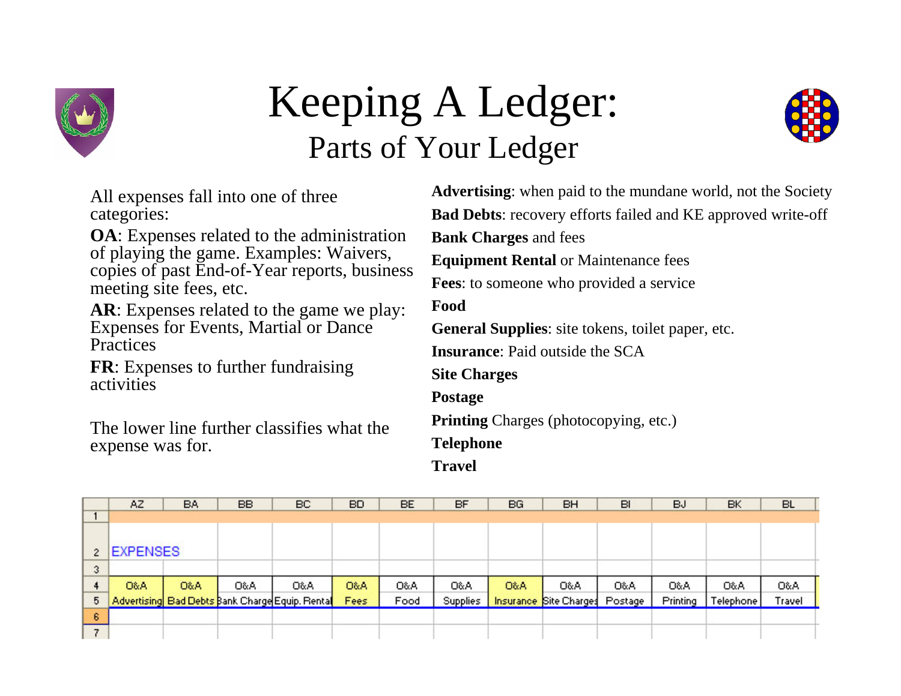# Keeping A Ledger:

## Parts of Your Ledger

All expenses fall into one of three categories:

**OA**: Expenses related to the administration of playing the game. Examples: Waivers, copies of past End-of-Year reports, business meeting site fees, etc.

**AR**: Expenses related to the game we play: Expenses for Events, Martial or Dance Practices

**FR**: Expenses to further fundraising activities

The lower line further classifies what the expense was for.

**Advertising**: when paid to the mundane world, not the Society

**Bad Debts**: recovery efforts failed and KE approved write-off

**Bank Charges** and fees

**Equipment Rental** or Maintenance fees

**Fees**: to someone who provided a service

**Food**

**General Supplies**: site tokens, toilet paper, etc.

**Insurance**: Paid outside the SCA

**Site Charges**

**Postage**

**Printing** Charges (photocopying, etc.)

**Telephone**

**Travel**

| | AZ | BA | BB | BC | BD | BE | BF | BG | BH | BI | BJ | BK | BL |
|---|---|---|---|---|---|---|---|---|---|---|---|---|---|
| 1 | | | | | | | | | | | | | |
| 2 | EXPENSES | | | | | | | | | | | | |
| 3 | | | | | | | | | | | | | |
| 4 | O&A | O&A | O&A | O&A | O&A | O&A | O&A | O&A | O&A | O&A | O&A | O&A | O&A |
| 5 | Advertising | Bad Debts | Bank Charge | Equip. Rental | Fees | Food | Supplies | Insurance | Site Charges | Postage | Printing | Telephone | Travel |
| 6 | | | | | | | | | | | | | |
| 7 | | | | | | | | | | | | | |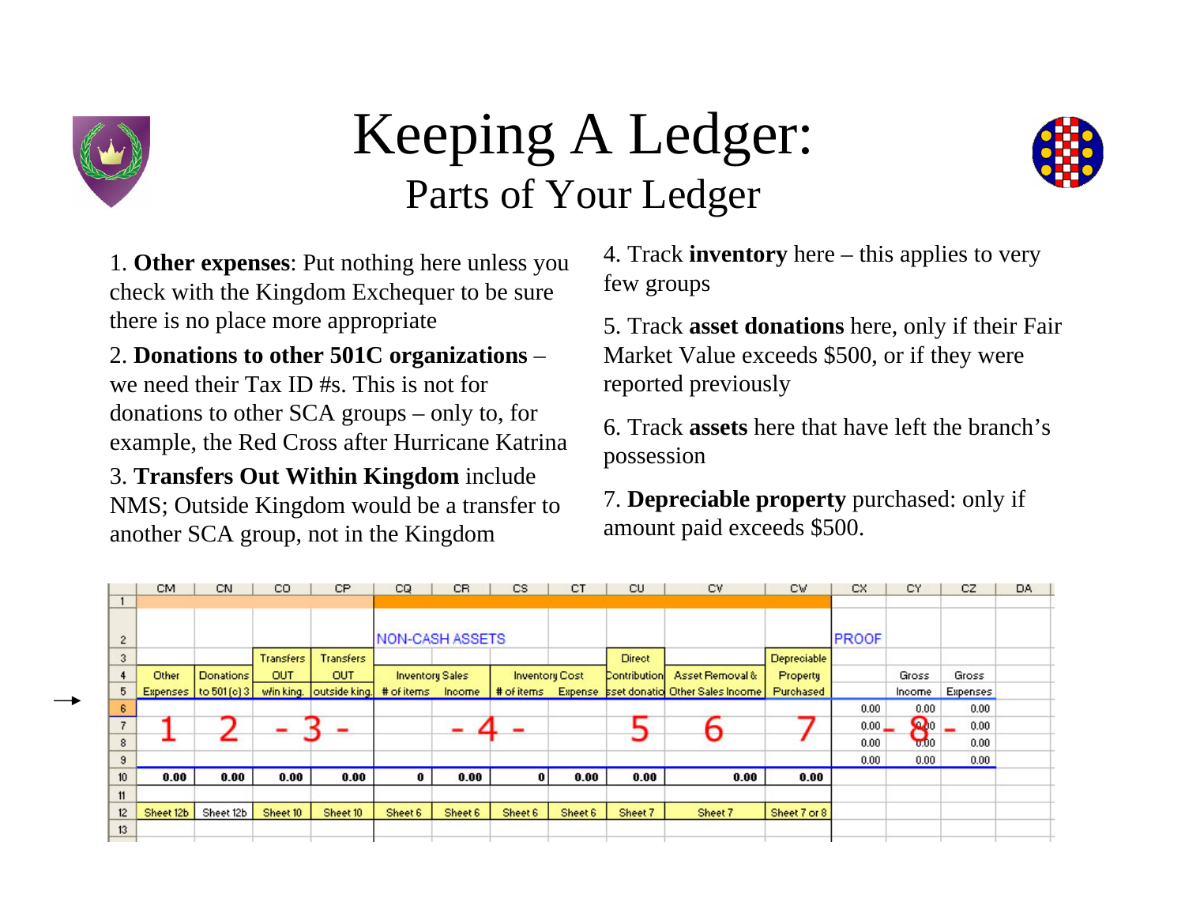# Keeping A Ledger:
## Parts of Your Ledger

1. **Other expenses**: Put nothing here unless you check with the Kingdom Exchequer to be sure there is no place more appropriate

2. **Donations to other 501C organizations** – we need their Tax ID #s. This is not for donations to other SCA groups – only to, for example, the Red Cross after Hurricane Katrina

3. **Transfers Out Within Kingdom** include NMS; Outside Kingdom would be a transfer to another SCA group, not in the Kingdom

4. Track **inventory** here – this applies to very few groups

5. Track **asset donations** here, only if their Fair Market Value exceeds $500, or if they were reported previously

6. Track **assets** here that have left the branch's possession

7. **Depreciable property** purchased: only if amount paid exceeds $500.

| | CM | CN | CO | CP | CQ | CR | CS | CT | CU | CV | CW | CX | CY | CZ | DA |
|---|---|---|---|---|---|---|---|---|---|---|---|---|---|---|---|
| 1 | | | | | | | | | | | | | | | |
| 2 | | | | | NON-CASH ASSETS | | | | | | | PROOF | | | |
| 3 | | | Transfers | Transfers | | | | | Direct | | Depreciable | | | | |
| 4 | Other | Donations | OUT | OUT | Inventory Sales | | Inventory Cost | | Contribution | Asset Removal & | Property | | Gross | Gross | |
| 5 | Expenses | to 501(c) 3 | w/in king. | outside king. | # of items | Income | # of items | Expense | Asset donatio | Other Sales Income | Purchased | | Income | Expenses | |
| 6 | | | | | | | | | | | | 0.00 | 0.00 | 0.00 | |
| 7 | 1 | 2 | - 3 - | | - 4 - | | | | 5 | 6 | 7 | 0.00 | - 8 - 0.00 | 0.00 | |
| 8 | | | | | | | | | | | | 0.00 | 0.00 | 0.00 | |
| 9 | | | | | | | | | | | | 0.00 | 0.00 | 0.00 | |
| 10 | 0.00 | 0.00 | 0.00 | 0.00 | 0 | 0.00 | 0 | 0.00 | 0.00 | 0.00 | 0.00 | | | | |
| 11 | | | | | | | | | | | | | | | |
| 12 | Sheet 12b | Sheet 12b | Sheet 10 | Sheet 10 | Sheet 6 | Sheet 6 | Sheet 6 | Sheet 6 | Sheet 7 | Sheet 7 | Sheet 7 or 8 | | | | |
| 13 | | | | | | | | | | | | | | | |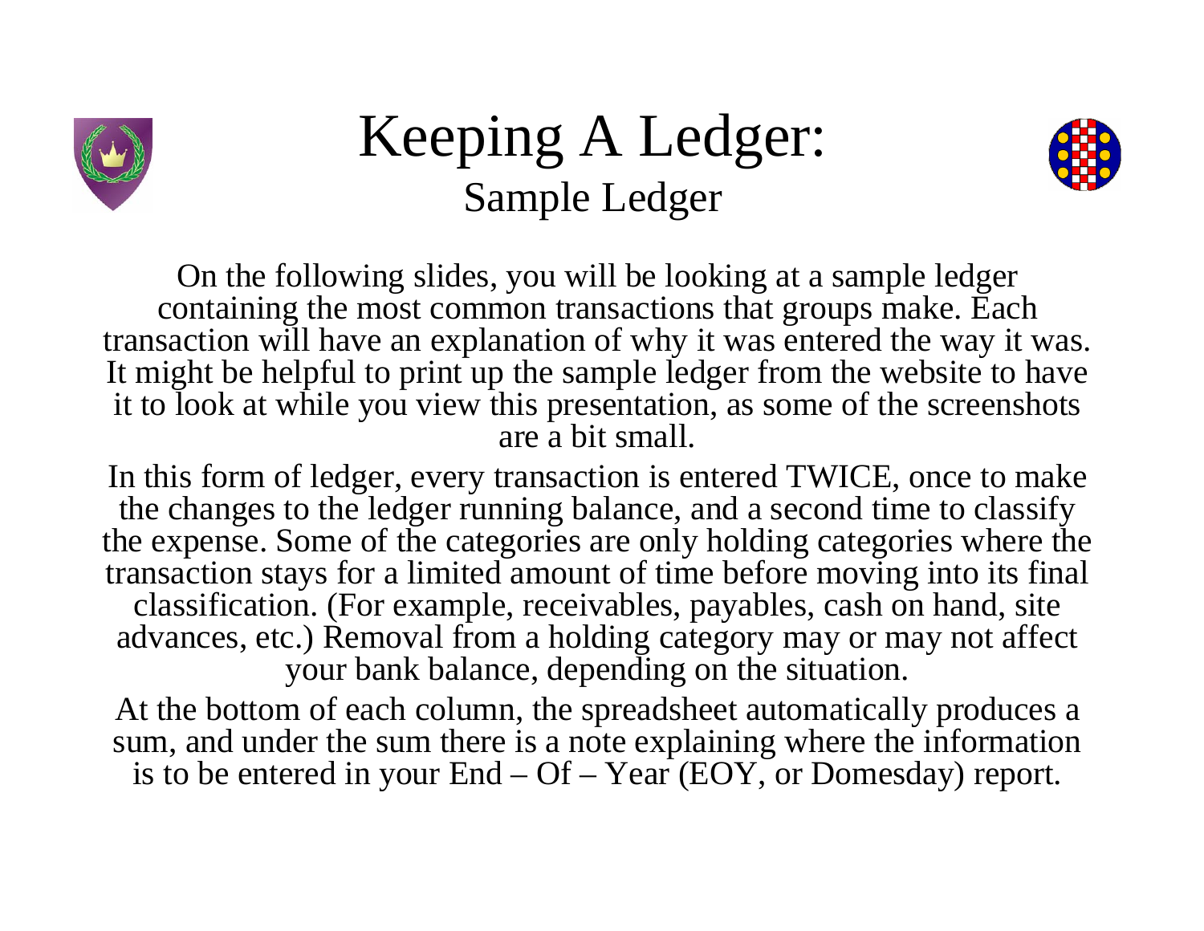# Keeping A Ledger:

## Sample Ledger

On the following slides, you will be looking at a sample ledger containing the most common transactions that groups make. Each transaction will have an explanation of why it was entered the way it was. It might be helpful to print up the sample ledger from the website to have it to look at while you view this presentation, as some of the screenshots are a bit small.

In this form of ledger, every transaction is entered TWICE, once to make the changes to the ledger running balance, and a second time to classify the expense. Some of the categories are only holding categories where the transaction stays for a limited amount of time before moving into its final classification. (For example, receivables, payables, cash on hand, site advances, etc.) Removal from a holding category may or may not affect your bank balance, depending on the situation.

At the bottom of each column, the spreadsheet automatically produces a sum, and under the sum there is a note explaining where the information is to be entered in your End – Of – Year (EOY, or Domesday) report.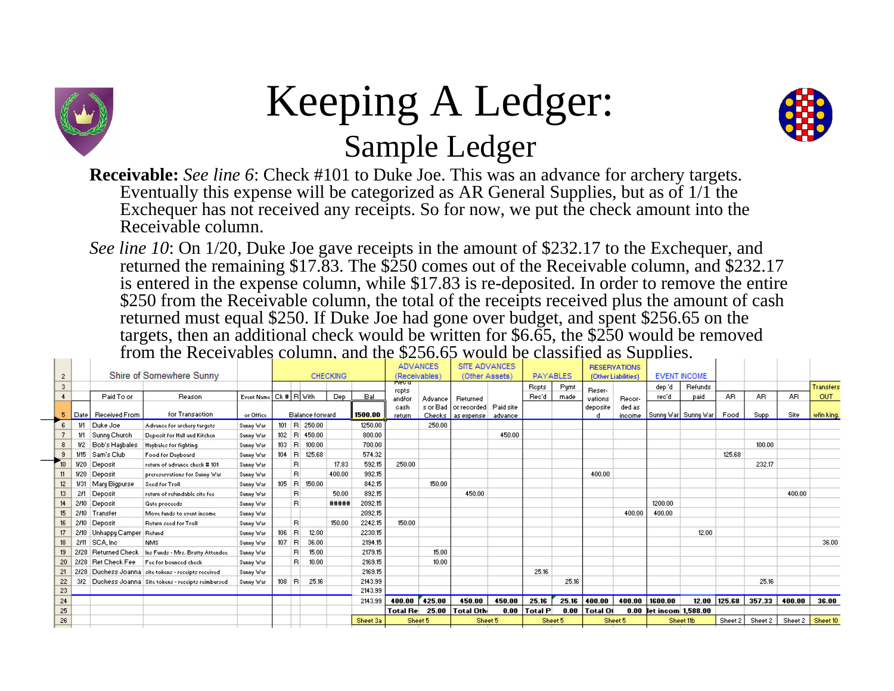# Keeping A Ledger:

## Sample Ledger

**Receivable:** *See line 6*: Check #101 to Duke Joe. This was an advance for archery targets. Eventually this expense will be categorized as AR General Supplies, but as of 1/1 the Exchequer has not received any receipts. So for now, we put the check amount into the Receivable column.

*See line 10*: On 1/20, Duke Joe gave receipts in the amount of $232.17 to the Exchequer, and returned the remaining $17.83. The $250 comes out of the Receivable column, and $232.17 is entered in the expense column, while $17.83 is re-deposited. In order to remove the entire $250 from the Receivable column, the total of the receipts received plus the amount of cash returned must equal $250. If Duke Joe had gone over budget, and spent $256.65 on the targets, then an additional check would be written for $6.65, the $250 would be removed from the Receivables column, and the $256.65 would be classified as Supplies.

| | | | | | | | | | | | | | | | | | | | | | | | |
|---|---|---|---|---|---|---|---|---|---|---|---|---|---|---|---|---|---|---|---|---|---|---|---|
| 2 | | Shire of Somewhere Sunny | | | CHECKING | | | | | ADVANCES (Receivables) | | SITE ADVANCES (Other Assets) | | PAYABLES | | RESERVATIONS (Other Liabilities) | | EVENT INCOME | | | | | |
| 3 | | | | | | | | | | | | | | | | | | | | | | | |
| 4 | | Paid To or | Reason | Event Name | Ck # | R | With | Dep | Bal | Rec'd rcpts and/or cash | Advance s or Bad | Returned or recorded | Paid site | Rcpts Rec'd | Pymt made | Reser-vations deposite | Recor-ded as | dep'd rec'd | Refunds paid | AR | AR | AR | Transfers OUT |
| 5 | Date | Received From | for Transaction | or Office | Balance forward | | | | 1500.00 | return | Checks | as expense | advance | | | d | income | Sunny War | Sunny War | Food | Supp | Site | w/in king. |
| 6 | 1/1 | Duke Joe | Advance for archery targets | Sunny War | 101 | R | 250.00 | | 1250.00 | | 250.00 | | | | | | | | | | | | |
| 7 | 1/1 | Sunny Church | Deposit for Hall and Kitchen | Sunny War | 102 | R | 450.00 | | 800.00 | | | | 450.00 | | | | | | | | | | |
| 8 | 1/2 | Bob's Haybales | Haybales for fighting | Sunny War | 103 | R | 100.00 | | 700.00 | | | | | | | | | | | | 100.00 | | |
| 9 | 1/15 | Sam's Club | Food for Dayboard | Sunny War | 104 | R | 125.68 | | 574.32 | | | | | | | | | | | 125.68 | | | |
| 10 | 1/20 | Deposit | return of advance check # 101 | Sunny War | | R | | 17.83 | 592.15 | 250.00 | | | | | | | | | | | 232.17 | | |
| 11 | 1/20 | Deposit | prereservations for Sunny War | Sunny War | | R | | 400.00 | 992.15 | | | | | | | 400.00 | | | | | | | |
| 12 | 1/31 | Mary Bigpurse | Seed for Troll | Sunny War | 105 | R | 150.00 | | 842.15 | | 150.00 | | | | | | | | | | | | |
| 13 | 2/1 | Deposit | return of refundable site fee | Sunny War | | R | | 50.00 | 892.15 | | | 450.00 | | | | | | | | | | 400.00 | |
| 14 | 2/10 | Deposit | Gate proceeds | Sunny War | | R | | ##### | 2092.15 | | | | | | | | | 1200.00 | | | | | |
| 15 | 2/10 | Transfer | Move funds to event income | Sunny War | | | | | 2092.15 | | | | | | | | 400.00 | 400.00 | | | | | |
| 16 | 2/10 | Deposit | Return seed for Troll | Sunny War | | R | | 150.00 | 2242.15 | 150.00 | | | | | | | | | | | | | |
| 17 | 2/10 | Unhappy Camper | Refund | Sunny War | 106 | R | 12.00 | | 2230.15 | | | | | | | | | | 12.00 | | | | |
| 18 | 2/11 | SCA, Inc | NMS | Sunny War | 107 | R | 36.00 | | 2194.15 | | | | | | | | | | | | | | 36.00 |
| 19 | 2/28 | Returned Check | Ins Funds - Mrs. Bratty Attendee | Sunny War | | R | 15.00 | | 2179.15 | | 15.00 | | | | | | | | | | | | |
| 20 | 2/28 | Ret Check Fee | Fee for bounced check | Sunny War | | R | 10.00 | | 2169.15 | | 10.00 | | | | | | | | | | | | |
| 21 | 2/28 | Duchess Joanna | site tokens - receipts received | Sunny War | | | | | 2169.15 | | | | | 25.16 | | | | | | | | | |
| 22 | 3/2 | Duchess Joanna | Site tokens - receipts reimbursed | Sunny War | 108 | R | 25.16 | | 2143.99 | | | | | | 25.16 | | | | | | 25.16 | | |
| 23 | | | | | | | | | 2143.99 | | | | | | | | | | | | | | |
| 24 | | | | | | | | | 2143.99 | 400.00 | 425.00 | 450.00 | 450.00 | 25.16 | 25.16 | 400.00 | 400.00 | 1600.00 | 12.00 | 125.68 | 357.33 | 400.00 | 36.00 |
| 25 | | | | | | | | | | Total Re | 25.00 | Total Oth | 0.00 | Total P | 0.00 | Total Ot | 0.00 | let incom | 1,588.00 | | | | |
| 26 | | | | | | | | | Sheet 3a | Sheet 5 | | Sheet 5 | | Sheet 5 | | Sheet 5 | | Sheet 11b | | Sheet 2 | Sheet 2 | Sheet 2 | Sheet 10 |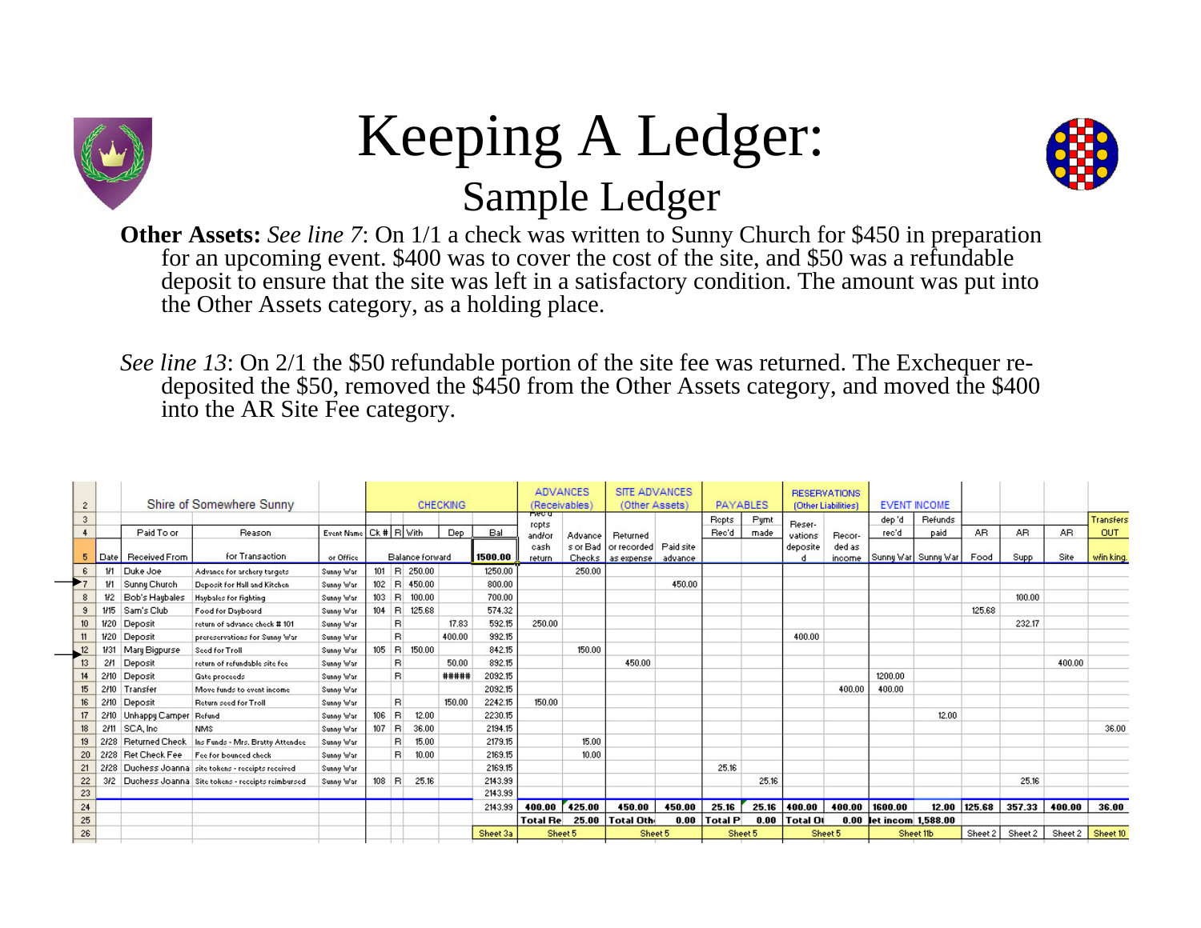# Keeping A Ledger:

## Sample Ledger

**Other Assets:** *See line 7*: On 1/1 a check was written to Sunny Church for $450 in preparation for an upcoming event. $400 was to cover the cost of the site, and $50 was a refundable deposit to ensure that the site was left in a satisfactory condition. The amount was put into the Other Assets category, as a holding place.

*See line 13*: On 2/1 the $50 refundable portion of the site fee was returned. The Exchequer re-deposited the $50, removed the $450 from the Other Assets category, and moved the $400 into the AR Site Fee category.

| 2 | | Shire of Somewhere Sunny | | | CHECKING | | | | | ADVANCES (Receivables) | | SITE ADVANCES (Other Assets) | | PAYABLES | | RESERVATIONS (Other Liabilities) | | EVENT INCOME | | | | | |
|---|---|---|---|---|---|---|---|---|---|---|---|---|---|---|---|---|---|---|---|---|---|---|---|
| 4–5 | Date | Paid To or Received From | Reason for Transaction | Event Name or Office | Ck # | R | With | Dep | Bal | Rec'd rcpts and/or cash return | Advances or Bad Checks | Returned or recorded as expense | Paid site advance | Rcpts Rec'd | Pymt made | Reservations deposited | Recorded as income | dep'd Sunny War | Refunds paid Sunny War | AR Food | AR Supp | AR Site | Transfers OUT w/in king. |
| 5 | | | | | Balance forward | | | | 1500.00 | | | | | | | | | | | | | | |
| 6 | 1/1 | Duke Joe | Advance for archery targets | Sunny War | 101 | R | 250.00 | | 1250.00 | | 250.00 | | | | | | | | | | | | |
| 7 | 1/1 | Sunny Church | Deposit for Hall and Kitchen | Sunny War | 102 | R | 450.00 | | 800.00 | | | | 450.00 | | | | | | | | | | |
| 8 | 1/2 | Bob's Haybales | Haybales for fighting | Sunny War | 103 | R | 100.00 | | 700.00 | | | | | | | | | | | | 100.00 | | |
| 9 | 1/15 | Sam's Club | Food for Dayboard | Sunny War | 104 | R | 125.68 | | 574.32 | | | | | | | | | | | 125.68 | | | |
| 10 | 1/20 | Deposit | return of advance check # 101 | Sunny War | | R | | 17.83 | 592.15 | 250.00 | | | | | | | | | | | 232.17 | | |
| 11 | 1/20 | Deposit | prereservations for Sunny War | Sunny War | | R | | 400.00 | 992.15 | | | | | | | 400.00 | | | | | | | |
| 12 | 1/31 | Mary Bigpurse | Seed for Troll | Sunny War | 105 | R | 150.00 | | 842.15 | | 150.00 | | | | | | | | | | | | |
| 13 | 2/1 | Deposit | return of refundable site fee | Sunny War | | R | | 50.00 | 892.15 | | | 450.00 | | | | | | | | | | 400.00 | |
| 14 | 2/10 | Deposit | Gate proceeds | Sunny War | | R | | ##### | 2092.15 | | | | | | | | | 1200.00 | | | | | |
| 15 | 2/10 | Transfer | Move funds to event income | Sunny War | | | | | 2092.15 | | | | | | | | 400.00 | 400.00 | | | | | |
| 16 | 2/10 | Deposit | Return seed for Troll | Sunny War | | R | | 150.00 | 2242.15 | 150.00 | | | | | | | | | | | | | |
| 17 | 2/10 | Unhappy Camper | Refund | Sunny War | 106 | R | 12.00 | | 2230.15 | | | | | | | | | | 12.00 | | | | |
| 18 | 2/11 | SCA, Inc | NMS | Sunny War | 107 | R | 36.00 | | 2194.15 | | | | | | | | | | | | | | 36.00 |
| 19 | 2/28 | Returned Check | Ins Funds - Mrs. Bratty Attendee | Sunny War | | R | 15.00 | | 2179.15 | | 15.00 | | | | | | | | | | | | |
| 20 | 2/28 | Ret Check Fee | Fee for bounced check | Sunny War | | R | 10.00 | | 2169.15 | | 10.00 | | | | | | | | | | | | |
| 21 | 2/28 | Duchess Joanna | site tokens - receipts received | Sunny War | | | | | 2169.15 | | | | | 25.16 | | | | | | | | | |
| 22 | 3/2 | Duchess Joanna | Site tokens - receipts reimbursed | Sunny War | 108 | R | 25.16 | | 2143.99 | | | | | | 25.16 | | | | | | 25.16 | | |
| 23 | | | | | | | | | 2143.99 | | | | | | | | | | | | | | |
| 24 | | | | | | | | | 2143.99 | 400.00 | 425.00 | 450.00 | 450.00 | 25.16 | 25.16 | 400.00 | 400.00 | 1600.00 | 12.00 | 125.68 | 357.33 | 400.00 | 36.00 |
| 25 | | | | | | | | | | Total Re | 25.00 | Total Oth | 0.00 | Total P | 0.00 | Total Ot | 0.00 | let incom | 1,588.00 | | | | |
| 26 | | | | | | | | | Sheet 3a | Sheet 5 | | Sheet 5 | | Sheet 5 | | Sheet 5 | | Sheet 11b | | Sheet 2 | Sheet 2 | Sheet 2 | Sheet 10 |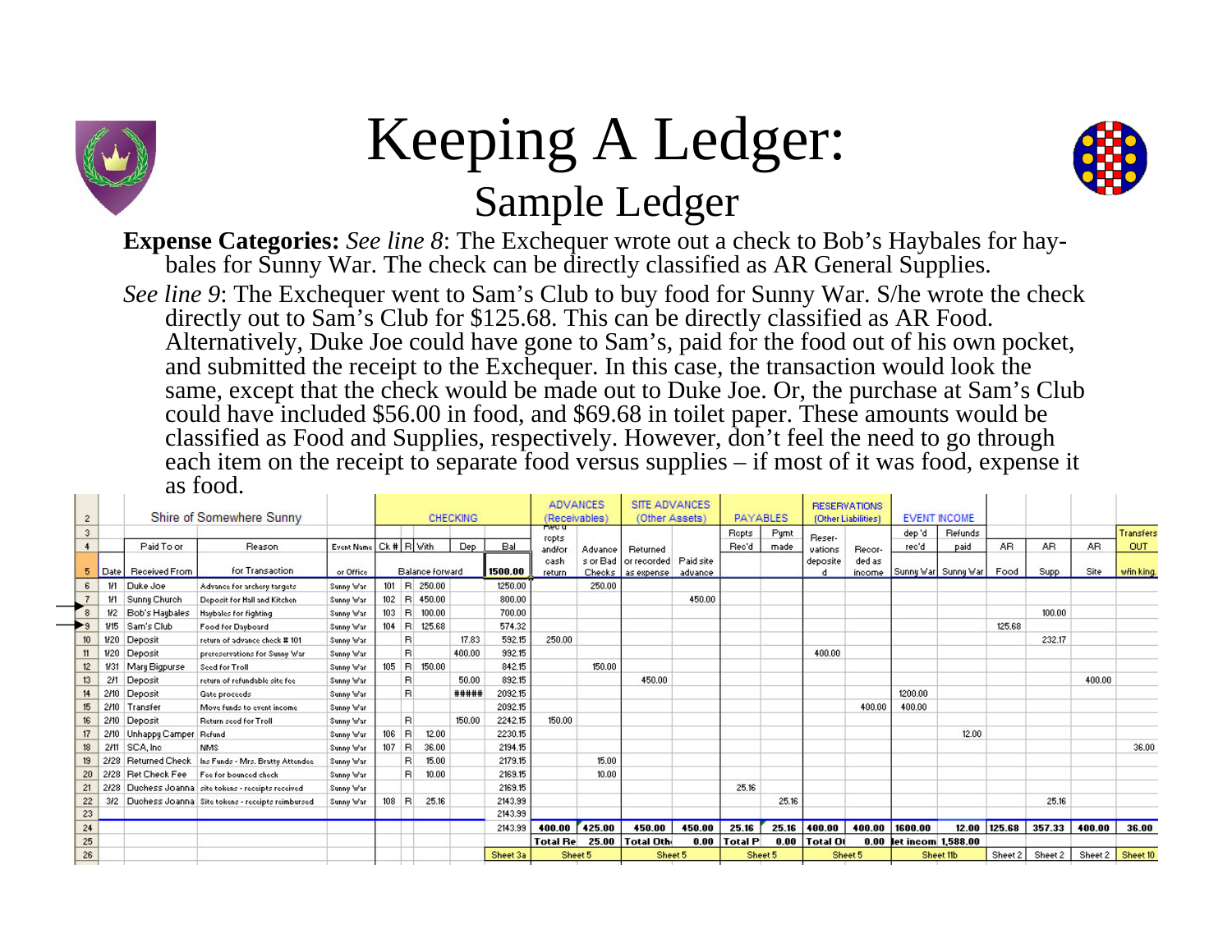# Keeping A Ledger:

## Sample Ledger

**Expense Categories:** *See line 8*: The Exchequer wrote out a check to Bob's Haybales for hay-bales for Sunny War. The check can be directly classified as AR General Supplies.

*See line 9*: The Exchequer went to Sam's Club to buy food for Sunny War. S/he wrote the check directly out to Sam's Club for $125.68. This can be directly classified as AR Food. Alternatively, Duke Joe could have gone to Sam's, paid for the food out of his own pocket, and submitted the receipt to the Exchequer. In this case, the transaction would look the same, except that the check would be made out to Duke Joe. Or, the purchase at Sam's Club could have included $56.00 in food, and $69.68 in toilet paper. These amounts would be classified as Food and Supplies, respectively. However, don't feel the need to go through each item on the receipt to separate food versus supplies – if most of it was food, expense it as food.

| | Shire of Somewhere Sunny | | | CHECKING | | | | | ADVANCES (Receivables) | | SITE ADVANCES (Other Assets) | | PAYABLES | | RESERVATIONS (Other Liabilities) | | EVENT INCOME | | | | | |
|---|---|---|---|---|---|---|---|---|---|---|---|---|---|---|---|---|---|---|---|---|---|---|
| Date | Paid To or Received From | Reason for Transaction | Event Name or Office | Ck # | R | With | Dep | Bal | Rec'd rcpts and/or cash return | Advances or Bad Checks | Returned or recorded as expense | Paid site advance | Rcpts Rec'd | Pymt made | Reservations deposited | Recorded as income | dep'd rec'd Sunny War | Refunds paid Sunny War | AR Food | AR Supp | AR Site | Transfers OUT w/in king. |
| | | | | Balance forward | | | | 1500.00 | | | | | | | | | | | | | | |
| 1/1 | Duke Joe | Advance for archery targets | Sunny War | 101 | R | 250.00 | | 1250.00 | | 250.00 | | | | | | | | | | | | |
| 1/1 | Sunny Church | Deposit for Hall and Kitchen | Sunny War | 102 | R | 450.00 | | 800.00 | | | | 450.00 | | | | | | | | | | |
| 1/2 | Bob's Haybales | Haybales for fighting | Sunny War | 103 | R | 100.00 | | 700.00 | | | | | | | | | | | | 100.00 | | |
| 1/15 | Sam's Club | Food for Dayboard | Sunny War | 104 | R | 125.68 | | 574.32 | | | | | | | | | | | 125.68 | | | |
| 1/20 | Deposit | return of advance check # 101 | Sunny War | | R | | 17.83 | 592.15 | 250.00 | | | | | | | | | | | 232.17 | | |
| 1/20 | Deposit | prereservations for Sunny War | Sunny War | | R | | 400.00 | 992.15 | | | | | | | 400.00 | | | | | | | |
| 1/31 | Mary Bigpurse | Seed for Troll | Sunny War | 105 | R | 150.00 | | 842.15 | | 150.00 | | | | | | | | | | | | |
| 2/1 | Deposit | return of refundable site fee | Sunny War | | R | | 50.00 | 892.15 | | | 450.00 | | | | | | | | | | 400.00 | |
| 2/10 | Deposit | Gate proceeds | Sunny War | | R | | ##### | 2092.15 | | | | | | | | | 1200.00 | | | | | |
| 2/10 | Transfer | Move funds to event income | Sunny War | | | | | 2092.15 | | | | | | | | 400.00 | 400.00 | | | | | |
| 2/10 | Deposit | Return seed for Troll | Sunny War | | R | | 150.00 | 2242.15 | 150.00 | | | | | | | | | | | | | |
| 2/10 | Unhappy Camper | Refund | Sunny War | 106 | R | 12.00 | | 2230.15 | | | | | | | | | | 12.00 | | | | |
| 2/11 | SCA, Inc | NMS | Sunny War | 107 | R | 36.00 | | 2194.15 | | | | | | | | | | | | | | 36.00 |
| 2/28 | Returned Check | Ins Funds - Mrs. Bratty Attendee | Sunny War | | R | 15.00 | | 2179.15 | | 15.00 | | | | | | | | | | | | |
| 2/28 | Ret Check Fee | Fee for bounced check | Sunny War | | R | 10.00 | | 2169.15 | | 10.00 | | | | | | | | | | | | |
| 2/28 | Duchess Joanna | site tokens - receipts received | Sunny War | | | | | 2169.15 | | | | | 25.16 | | | | | | | | | |
| 3/2 | Duchess Joanna | Site tokens - receipts reimbursed | Sunny War | 108 | R | 25.16 | | 2143.99 | | | | | | 25.16 | | | | | | 25.16 | | |
| | | | | | | | | 2143.99 | | | | | | | | | | | | | | |
| | | | | | | | | 2143.99 | 400.00 | 425.00 | 450.00 | 450.00 | 25.16 | 25.16 | 400.00 | 400.00 | 1600.00 | 12.00 | 125.68 | 357.33 | 400.00 | 36.00 |
| | | | | | | | | | Total Re | 25.00 | Total Oth | 0.00 | Total P | 0.00 | Total Ot | 0.00 | let incom | 1,588.00 | | | | |
| | | | | | | | | Sheet 3a | Sheet 5 | | Sheet 5 | | Sheet 5 | | Sheet 5 | | Sheet 11b | | Sheet 2 | Sheet 2 | Sheet 2 | Sheet 10 |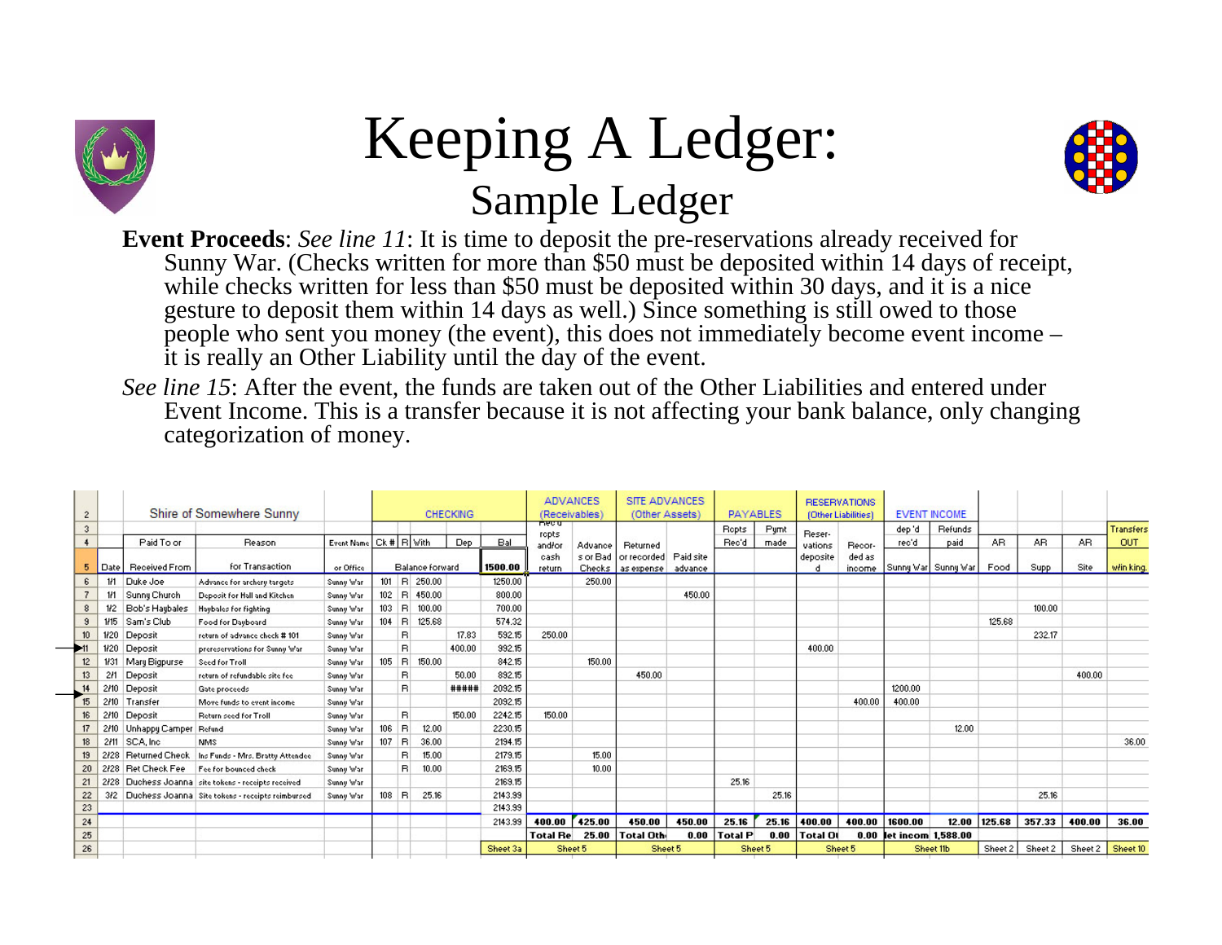# Keeping A Ledger:
## Sample Ledger

**Event Proceeds**: *See line 11*: It is time to deposit the pre-reservations already received for Sunny War. (Checks written for more than $50 must be deposited within 14 days of receipt, while checks written for less than $50 must be deposited within 30 days, and it is a nice gesture to deposit them within 14 days as well.) Since something is still owed to those people who sent you money (the event), this does not immediately become event income – it is really an Other Liability until the day of the event.

*See line 15*: After the event, the funds are taken out of the Other Liabilities and entered under Event Income. This is a transfer because it is not affecting your bank balance, only changing categorization of money.

| Row | Date | Paid To or Received From | Reason for Transaction | Event Name or Office | Ck # | R | With | Dep | Bal | ADVANCES (Receivables): Rec'd rcpts and/or cash return | ADVANCES (Receivables): Advances or Bad Checks | SITE ADVANCES (Other Assets): Returned or recorded as expense | SITE ADVANCES (Other Assets): Paid site advance | PAYABLES: Rcpts Rec'd | PAYABLES: Pymt made | RESERVATIONS (Other Liabilities): Reser-vations deposited | RESERVATIONS (Other Liabilities): Recorded as income | EVENT INCOME: dep'd rec'd Sunny War | EVENT INCOME: Refunds paid Sunny War | AR Food | AR Supp | AR Site | Transfers OUT w/in king. |
|---|---|---|---|---|---|---|---|---|---|---|---|---|---|---|---|---|---|---|---|---|---|---|---|
| 2 | | Shire of Somewhere Sunny | | | | | | | | | | | | | | | | | | | | | |
| 5 | | | | | | | Balance forward | | 1500.00 | | | | | | | | | | | | | | |
| 6 | 1/1 | Duke Joe | Advance for archery targets | Sunny War | 101 | R | 250.00 | | 1250.00 | | 250.00 | | | | | | | | | | | | |
| 7 | 1/1 | Sunny Church | Deposit for Hall and Kitchen | Sunny War | 102 | R | 450.00 | | 800.00 | | | | 450.00 | | | | | | | | | | |
| 8 | 1/2 | Bob's Haybales | Haybales for fighting | Sunny War | 103 | R | 100.00 | | 700.00 | | | | | | | | | | | | 100.00 | | |
| 9 | 1/15 | Sam's Club | Food for Dayboard | Sunny War | 104 | R | 125.68 | | 574.32 | | | | | | | | | | | 125.68 | | | |
| 10 | 1/20 | Deposit | return of advance check # 101 | Sunny War | | R | | 17.83 | 592.15 | 250.00 | | | | | | | | | | | 232.17 | | |
| 11 | 1/20 | Deposit | prereservations for Sunny War | Sunny War | | R | | 400.00 | 992.15 | | | | | | | 400.00 | | | | | | | |
| 12 | 1/31 | Mary Bigpurse | Seed for Troll | Sunny War | 105 | R | 150.00 | | 842.15 | | 150.00 | | | | | | | | | | | | |
| 13 | 2/1 | Deposit | return of refundable site fee | Sunny War | | R | | 50.00 | 892.15 | | | 450.00 | | | | | | | | | | 400.00 | |
| 14 | 2/10 | Deposit | Gate proceeds | Sunny War | | R | | ##### | 2092.15 | | | | | | | | | 1200.00 | | | | | |
| 15 | 2/10 | Transfer | Move funds to event income | Sunny War | | | | | 2092.15 | | | | | | | | 400.00 | 400.00 | | | | | |
| 16 | 2/10 | Deposit | Return seed for Troll | Sunny War | | R | | 150.00 | 2242.15 | 150.00 | | | | | | | | | | | | | |
| 17 | 2/10 | Unhappy Camper | Refund | Sunny War | 106 | R | 12.00 | | 2230.15 | | | | | | | | | | 12.00 | | | | |
| 18 | 2/11 | SCA, Inc | NMS | Sunny War | 107 | R | 36.00 | | 2194.15 | | | | | | | | | | | | | | 36.00 |
| 19 | 2/28 | Returned Check | Ins Funds - Mrs. Bratty Attendee | Sunny War | | R | 15.00 | | 2179.15 | | 15.00 | | | | | | | | | | | | |
| 20 | 2/28 | Ret Check Fee | Fee for bounced check | Sunny War | | R | 10.00 | | 2169.15 | | 10.00 | | | | | | | | | | | | |
| 21 | 2/28 | Duchess Joanna | site tokens - receipts received | Sunny War | | | | | 2169.15 | | | | | 25.16 | | | | | | | | | |
| 22 | 3/2 | Duchess Joanna | Site tokens - receipts reimbursed | Sunny War | 108 | R | 25.16 | | 2143.99 | | | | | | 25.16 | | | | | | 25.16 | | |
| 23 | | | | | | | | | 2143.99 | | | | | | | | | | | | | | |
| 24 | | | | | | | | | 2143.99 | 400.00 | 425.00 | 450.00 | 450.00 | 25.16 | 25.16 | 400.00 | 400.00 | 1600.00 | 12.00 | 125.68 | 357.33 | 400.00 | 36.00 |
| 25 | | | | | | | | | | Total Re | 25.00 | Total Oth | 0.00 | Total P | 0.00 | Total Ot | 0.00 | let incom | 1,588.00 | | | | |
| 26 | | | | | | | | | Sheet 3a | Sheet 5 | | Sheet 5 | | Sheet 5 | | Sheet 5 | | Sheet 11b | | Sheet 2 | Sheet 2 | Sheet 2 | Sheet 10 |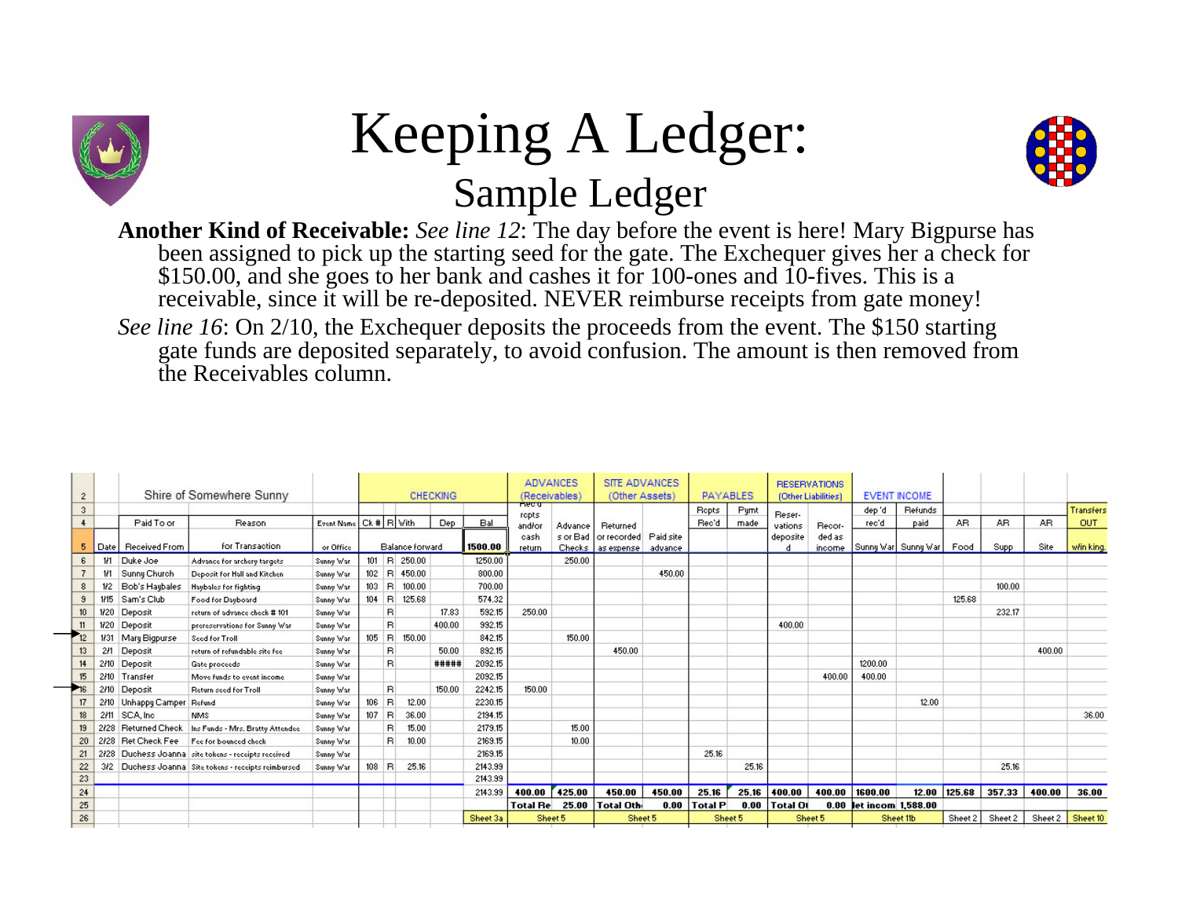# Keeping A Ledger:

## Sample Ledger

**Another Kind of Receivable:** *See line 12*: The day before the event is here! Mary Bigpurse has been assigned to pick up the starting seed for the gate. The Exchequer gives her a check for $150.00, and she goes to her bank and cashes it for 100-ones and 10-fives. This is a receivable, since it will be re-deposited. NEVER reimburse receipts from gate money!

*See line 16*: On 2/10, the Exchequer deposits the proceeds from the event. The $150 starting gate funds are deposited separately, to avoid confusion. The amount is then removed from the Receivables column.

| | | | | | | | | | | | | | | | | | | | | | | | | |
|---|---|---|---|---|---|---|---|---|---|---|---|---|---|---|---|---|---|---|---|---|---|---|---|---|
| 2 | | Shire of Somewhere Sunny | | | CHECKING | | | | | ADVANCES (Receivables) | | SITE ADVANCES (Other Assets) | | PAYABLES | | RESERVATIONS (Other Liabilities) | | EVENT INCOME | | | | | |
| 3 | | | | | | | | | | | | | | | | | | | | | | | Transfers |
| 4 | | Paid To or | Reason | Event Name | Ck # | R | With | Dep | Bal | Rec'd rcpts and/or cash return | Advances or Bad Checks | Returned or recorded as expense | Paid site advance | Rcpts Rec'd | Pymt made | Reservations deposited | Recorded as income | dep'd rec'd | Refunds paid | AR | AR | AR | OUT |
| 5 | Date | Received From | for Transaction | or Office | | | Balance forward | | 1500.00 | | | | | | | | | Sunny War | Sunny War | Food | Supp | Site | w/in king. |
| 6 | 1/1 | Duke Joe | Advance for archery targets | Sunny War | 101 | R | 250.00 | | 1250.00 | | 250.00 | | | | | | | | | | | | |
| 7 | 1/1 | Sunny Church | Deposit for Hall and Kitchen | Sunny War | 102 | R | 450.00 | | 800.00 | | | | 450.00 | | | | | | | | | | |
| 8 | 1/2 | Bob's Haybales | Haybales for fighting | Sunny War | 103 | R | 100.00 | | 700.00 | | | | | | | | | | | | 100.00 | | |
| 9 | 1/15 | Sam's Club | Food for Dayboard | Sunny War | 104 | R | 125.68 | | 574.32 | | | | | | | | | | | 125.68 | | | |
| 10 | 1/20 | Deposit | return of advance check # 101 | Sunny War | | R | | 17.83 | 592.15 | 250.00 | | | | | | | | | | | 232.17 | | |
| 11 | 1/20 | Deposit | prereservations for Sunny War | Sunny War | | R | | 400.00 | 992.15 | | | | | | | 400.00 | | | | | | | |
| 12 | 1/31 | Mary Bigpurse | Seed for Troll | Sunny War | 105 | R | 150.00 | | 842.15 | | 150.00 | | | | | | | | | | | | |
| 13 | 2/1 | Deposit | return of refundable site fee | Sunny War | | R | | 50.00 | 892.15 | | | 450.00 | | | | | | | | | | 400.00 | |
| 14 | 2/10 | Deposit | Gate proceeds | Sunny War | | R | | ##### | 2092.15 | | | | | | | | | 1200.00 | | | | | |
| 15 | 2/10 | Transfer | Move funds to event income | Sunny War | | | | | 2092.15 | | | | | | | | 400.00 | 400.00 | | | | | |
| 16 | 2/10 | Deposit | Return seed for Troll | Sunny War | | R | | 150.00 | 2242.15 | 150.00 | | | | | | | | | | | | | |
| 17 | 2/10 | Unhappy Camper | Refund | Sunny War | 106 | R | 12.00 | | 2230.15 | | | | | | | | | | 12.00 | | | | |
| 18 | 2/11 | SCA, Inc | NMS | Sunny War | 107 | R | 36.00 | | 2194.15 | | | | | | | | | | | | | | 36.00 |
| 19 | 2/28 | Returned Check | Ins Funds - Mrs. Bratty Attendee | Sunny War | | R | 15.00 | | 2179.15 | | 15.00 | | | | | | | | | | | | |
| 20 | 2/28 | Ret Check Fee | Fee for bounced check | Sunny War | | R | 10.00 | | 2169.15 | | 10.00 | | | | | | | | | | | | |
| 21 | 2/28 | Duchess Joanna | site tokens - receipts received | Sunny War | | | | | 2169.15 | | | | | 25.16 | | | | | | | | | |
| 22 | 3/2 | Duchess Joanna | Site tokens - receipts reimbursed | Sunny War | 108 | R | 25.16 | | 2143.99 | | | | | | 25.16 | | | | | | 25.16 | | |
| 23 | | | | | | | | | 2143.99 | | | | | | | | | | | | | | |
| 24 | | | | | | | | | 2143.99 | 400.00 | 425.00 | 450.00 | 450.00 | 25.16 | 25.16 | 400.00 | 400.00 | 1600.00 | 12.00 | 125.68 | 357.33 | 400.00 | 36.00 |
| 25 | | | | | | | | | | Total Re | 25.00 | Total Oth | 0.00 | Total P | 0.00 | Total Ot | 0.00 | let incom | 1,588.00 | | | | |
| 26 | | | | | | | | | Sheet 3a | Sheet 5 | | Sheet 5 | | Sheet 5 | | Sheet 5 | | Sheet 11b | | Sheet 2 | Sheet 2 | Sheet 2 | Sheet 10 |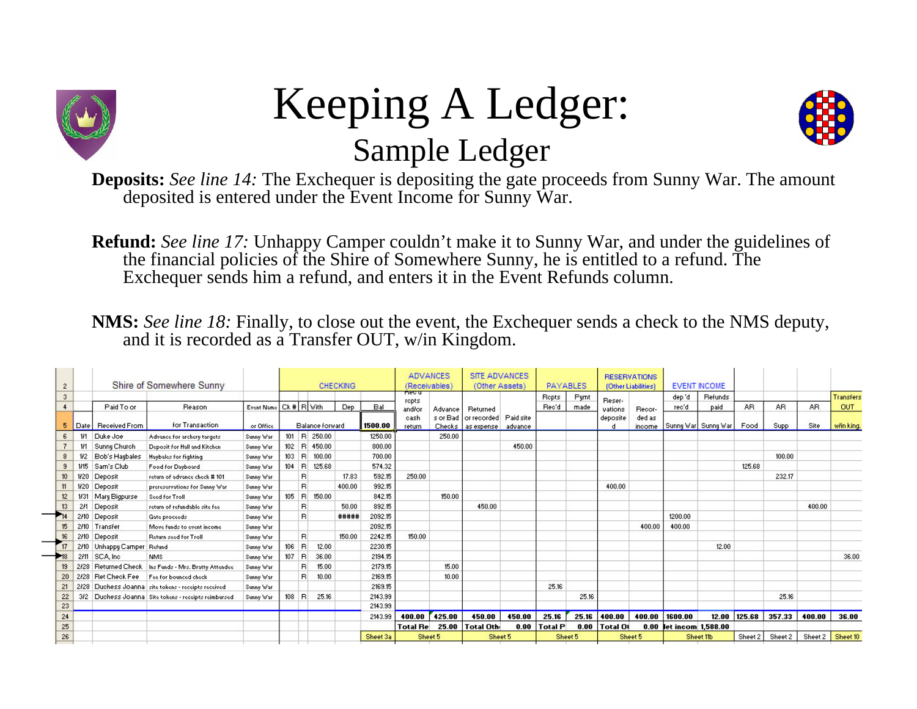# Keeping A Ledger:

## Sample Ledger

**Deposits:** *See line 14:* The Exchequer is depositing the gate proceeds from Sunny War. The amount deposited is entered under the Event Income for Sunny War.

**Refund:** *See line 17:* Unhappy Camper couldn't make it to Sunny War, and under the guidelines of the financial policies of the Shire of Somewhere Sunny, he is entitled to a refund. The Exchequer sends him a refund, and enters it in the Event Refunds column.

**NMS:** *See line 18:* Finally, to close out the event, the Exchequer sends a check to the NMS deputy, and it is recorded as a Transfer OUT, w/in Kingdom.

| | | | | | | | | | | | | | | | | | | | | | | | |
|---|---|---|---|---|---|---|---|---|---|---|---|---|---|---|---|---|---|---|---|---|---|---|---|
| 2 | | Shire of Somewhere Sunny | | | CHECKING | | | | | ADVANCES (Receivables) | | SITE ADVANCES (Other Assets) | | PAYABLES | | RESERVATIONS (Other Liabilities) | | EVENT INCOME | | | | | |
| 3 | | | | | | | | | | | | | | | | | | | | | | | Transfers |
| 4 | | Paid To or | Reason | Event Name | Ck # | R | With | Dep | Bal | Rec'd rcpts and/or | Advance | Returned | | Rcpts Rec'd | Pymt made | Reser- | Recor- | dep'd rec'd | Refunds paid | AR | AR | AR | OUT |
| 5 | Date | Received From | for Transaction | or Office | Balance forward | | | | 1500.00 | cash return | s or Bad Checks | or recorded as expense | Paid site advance | | | vations deposited | ded as income | Sunny War | Sunny War | Food | Supp | Site | w/in king. |
| 6 | 1/1 | Duke Joe | Advance for archery targets | Sunny War | 101 | R | 250.00 | | 1250.00 | | 250.00 | | | | | | | | | | | | |
| 7 | 1/1 | Sunny Church | Deposit for Hall and Kitchen | Sunny War | 102 | R | 450.00 | | 800.00 | | | | 450.00 | | | | | | | | | | |
| 8 | 1/2 | Bob's Haybales | Haybales for fighting | Sunny War | 103 | R | 100.00 | | 700.00 | | | | | | | | | | | | 100.00 | | |
| 9 | 1/15 | Sam's Club | Food for Dayboard | Sunny War | 104 | R | 125.68 | | 574.32 | | | | | | | | | | | 125.68 | | | |
| 10 | 1/20 | Deposit | return of advance check # 101 | Sunny War | | R | | 17.83 | 592.15 | 250.00 | | | | | | | | | | | 232.17 | | |
| 11 | 1/20 | Deposit | prereservations for Sunny War | Sunny War | | R | | 400.00 | 992.15 | | | | | | | 400.00 | | | | | | | |
| 12 | 1/31 | Mary Bigpurse | Seed for Troll | Sunny War | 105 | R | 150.00 | | 842.15 | | 150.00 | | | | | | | | | | | | |
| 13 | 2/1 | Deposit | return of refundable site fee | Sunny War | | R | | 50.00 | 892.15 | | | 450.00 | | | | | | | | | | 400.00 | |
| 14 | 2/10 | Deposit | Gate proceeds | Sunny War | | R | | ##### | 2092.15 | | | | | | | | | 1200.00 | | | | | |
| 15 | 2/10 | Transfer | Move funds to event income | Sunny War | | | | | 2092.15 | | | | | | | | 400.00 | 400.00 | | | | | |
| 16 | 2/10 | Deposit | Return seed for Troll | Sunny War | | R | | 150.00 | 2242.15 | 150.00 | | | | | | | | | | | | | |
| 17 | 2/10 | Unhappy Camper | Refund | Sunny War | 106 | R | 12.00 | | 2230.15 | | | | | | | | | | 12.00 | | | | |
| 18 | 2/11 | SCA, Inc | NMS | Sunny War | 107 | R | 36.00 | | 2194.15 | | | | | | | | | | | | | | 36.00 |
| 19 | 2/28 | Returned Check | Ins Funds - Mrs. Bratty Attendee | Sunny War | | R | 15.00 | | 2179.15 | | 15.00 | | | | | | | | | | | | |
| 20 | 2/28 | Ret Check Fee | Fee for bounced check | Sunny War | | R | 10.00 | | 2169.15 | | 10.00 | | | | | | | | | | | | |
| 21 | 2/28 | Duchess Joanna | site tokens - receipts received | Sunny War | | | | | 2169.15 | | | | | 25.16 | | | | | | | | | |
| 22 | 3/2 | Duchess Joanna | Site tokens - receipts reimbursed | Sunny War | 108 | R | 25.16 | | 2143.99 | | | | | | 25.16 | | | | | | 25.16 | | |
| 23 | | | | | | | | | 2143.99 | | | | | | | | | | | | | | |
| 24 | | | | | | | | | 2143.99 | 400.00 | 425.00 | 450.00 | 450.00 | 25.16 | 25.16 | 400.00 | 400.00 | 1600.00 | 12.00 | 125.68 | 357.33 | 400.00 | 36.00 |
| 25 | | | | | | | | | | Total Re | 25.00 | Total Oth | 0.00 | Total P | 0.00 | Total Ou | 0.00 | let incom | 1,588.00 | | | | |
| 26 | | | | | | | | | Sheet 3a | Sheet 5 | | Sheet 5 | | Sheet 5 | | Sheet 5 | | Sheet 11b | | Sheet 2 | Sheet 2 | Sheet 2 | Sheet 10 |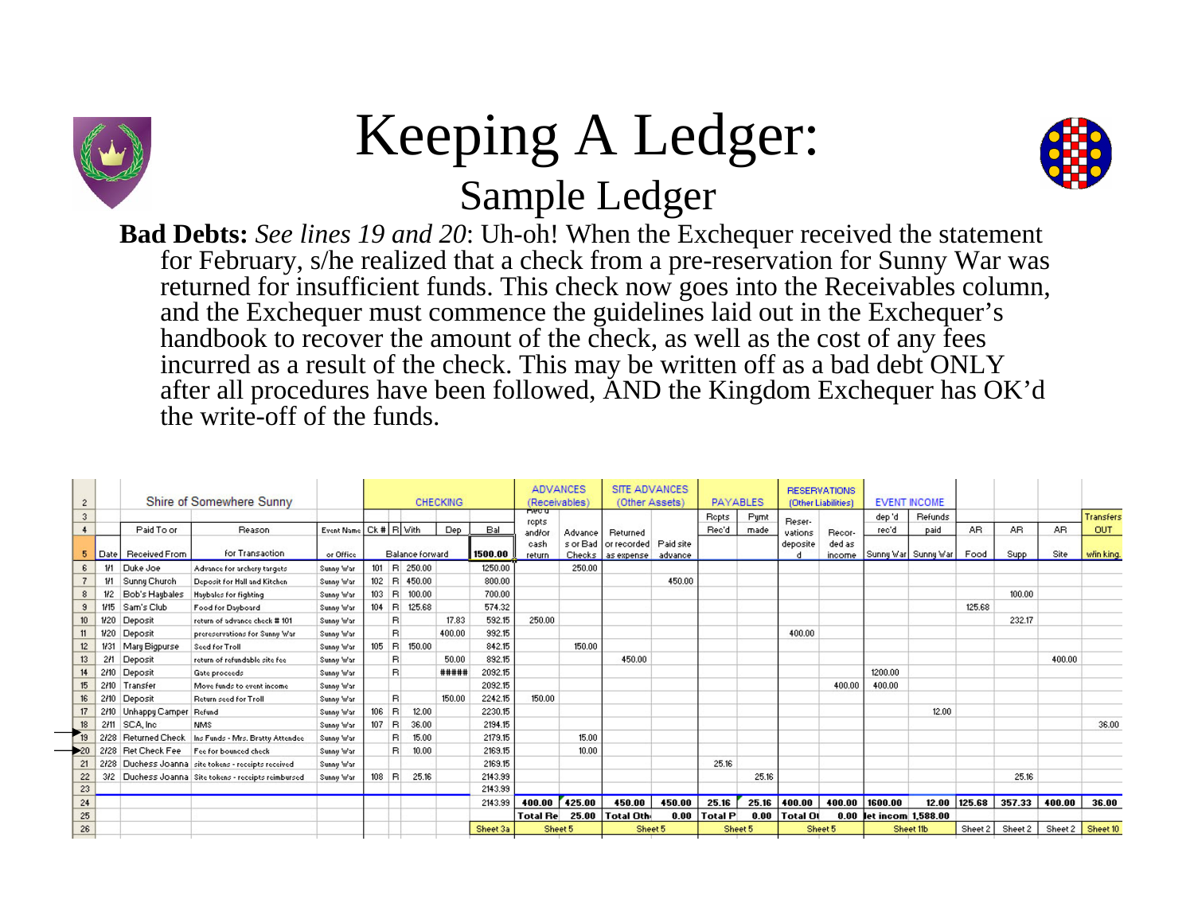# Keeping A Ledger:

## Sample Ledger

**Bad Debts:** *See lines 19 and 20*: Uh-oh! When the Exchequer received the statement for February, s/he realized that a check from a pre-reservation for Sunny War was returned for insufficient funds. This check now goes into the Receivables column, and the Exchequer must commence the guidelines laid out in the Exchequer's handbook to recover the amount of the check, as well as the cost of any fees incurred as a result of the check. This may be written off as a bad debt ONLY after all procedures have been followed, AND the Kingdom Exchequer has OK'd the write-off of the funds.

| | | Shire of Somewhere Sunny | | | CHECKING | | | | | ADVANCES (Receivables) | | SITE ADVANCES (Other Assets) | | PAYABLES | | RESERVATIONS (Other Liabilities) | | EVENT INCOME | | | | | |
|---|---|---|---|---|---|---|---|---|---|---|---|---|---|---|---|---|---|---|---|---|---|---|---|
| Row | Date | Paid To or Received From | Reason for Transaction | Event Name or Office | Ck # | R | With | Dep | Bal | Rec'd rcpts and/or cash return | Advance s or Bad Checks | Returned or recorded as expense | Paid site advance | Rcpts Rec'd | Pymt made | Reser-vations deposited | Recor-ded as income | dep'd rec'd Sunny War | Refunds paid Sunny War | AR Food | AR Supp | AR Site | Transfers OUT w/in king. |
| 5 | | | | | | | Balance forward | | 1500.00 | | | | | | | | | | | | | | |
| 6 | 1/1 | Duke Joe | Advance for archery targets | Sunny War | 101 | R | 250.00 | | 1250.00 | | 250.00 | | | | | | | | | | | | |
| 7 | 1/1 | Sunny Church | Deposit for Hall and Kitchen | Sunny War | 102 | R | 450.00 | | 800.00 | | | | 450.00 | | | | | | | | | | |
| 8 | 1/2 | Bob's Haybales | Haybales for fighting | Sunny War | 103 | R | 100.00 | | 700.00 | | | | | | | | | | | | 100.00 | | |
| 9 | 1/15 | Sam's Club | Food for Dayboard | Sunny War | 104 | R | 125.68 | | 574.32 | | | | | | | | | | | 125.68 | | | |
| 10 | 1/20 | Deposit | return of advance check # 101 | Sunny War | | R | | 17.83 | 592.15 | 250.00 | | | | | | | | | | | 232.17 | | |
| 11 | 1/20 | Deposit | prereservations for Sunny War | Sunny War | | R | | 400.00 | 992.15 | | | | | | | 400.00 | | | | | | | |
| 12 | 1/31 | Mary Bigpurse | Seed for Troll | Sunny War | 105 | R | 150.00 | | 842.15 | | 150.00 | | | | | | | | | | | | |
| 13 | 2/1 | Deposit | return of refundable site fee | Sunny War | | R | | 50.00 | 892.15 | | | 450.00 | | | | | | | | | | 400.00 | |
| 14 | 2/10 | Deposit | Gate proceeds | Sunny War | | R | | ##### | 2092.15 | | | | | | | | | 1200.00 | | | | | |
| 15 | 2/10 | Transfer | Move funds to event income | Sunny War | | | | | 2092.15 | | | | | | | | 400.00 | 400.00 | | | | | |
| 16 | 2/10 | Deposit | Return seed for Troll | Sunny War | | R | | 150.00 | 2242.15 | 150.00 | | | | | | | | | | | | | |
| 17 | 2/10 | Unhappy Camper | Refund | Sunny War | 106 | R | 12.00 | | 2230.15 | | | | | | | | | | 12.00 | | | | |
| 18 | 2/11 | SCA, Inc | NMS | Sunny War | 107 | R | 36.00 | | 2194.15 | | | | | | | | | | | | | | 36.00 |
| 19 | 2/28 | Returned Check | Ins Funds - Mrs. Bratty Attendee | Sunny War | | R | 15.00 | | 2179.15 | | 15.00 | | | | | | | | | | | | |
| 20 | 2/28 | Ret Check Fee | Fee for bounced check | Sunny War | | R | 10.00 | | 2169.15 | | 10.00 | | | | | | | | | | | | |
| 21 | 2/28 | Duchess Joanna | site tokens - receipts received | Sunny War | | | | | 2169.15 | | | | | 25.16 | | | | | | | | | |
| 22 | 3/2 | Duchess Joanna | Site tokens - receipts reimbursed | Sunny War | 108 | R | 25.16 | | 2143.99 | | | | | | 25.16 | | | | | | 25.16 | | |
| 23 | | | | | | | | | 2143.99 | | | | | | | | | | | | | | |
| 24 | | | | | | | | | 2143.99 | 400.00 | 425.00 | 450.00 | 450.00 | 25.16 | 25.16 | 400.00 | 400.00 | 1600.00 | 12.00 | 125.68 | 357.33 | 400.00 | 36.00 |
| 25 | | | | | | | | | | Total Re | 25.00 | Total Oth | 0.00 | Total P | 0.00 | Total Ot | 0.00 | let incom | 1,588.00 | | | | |
| 26 | | | | | | | | | Sheet 3a | Sheet 5 | | Sheet 5 | | Sheet 5 | | Sheet 5 | | Sheet 11b | | Sheet 2 | Sheet 2 | Sheet 2 | Sheet 10 |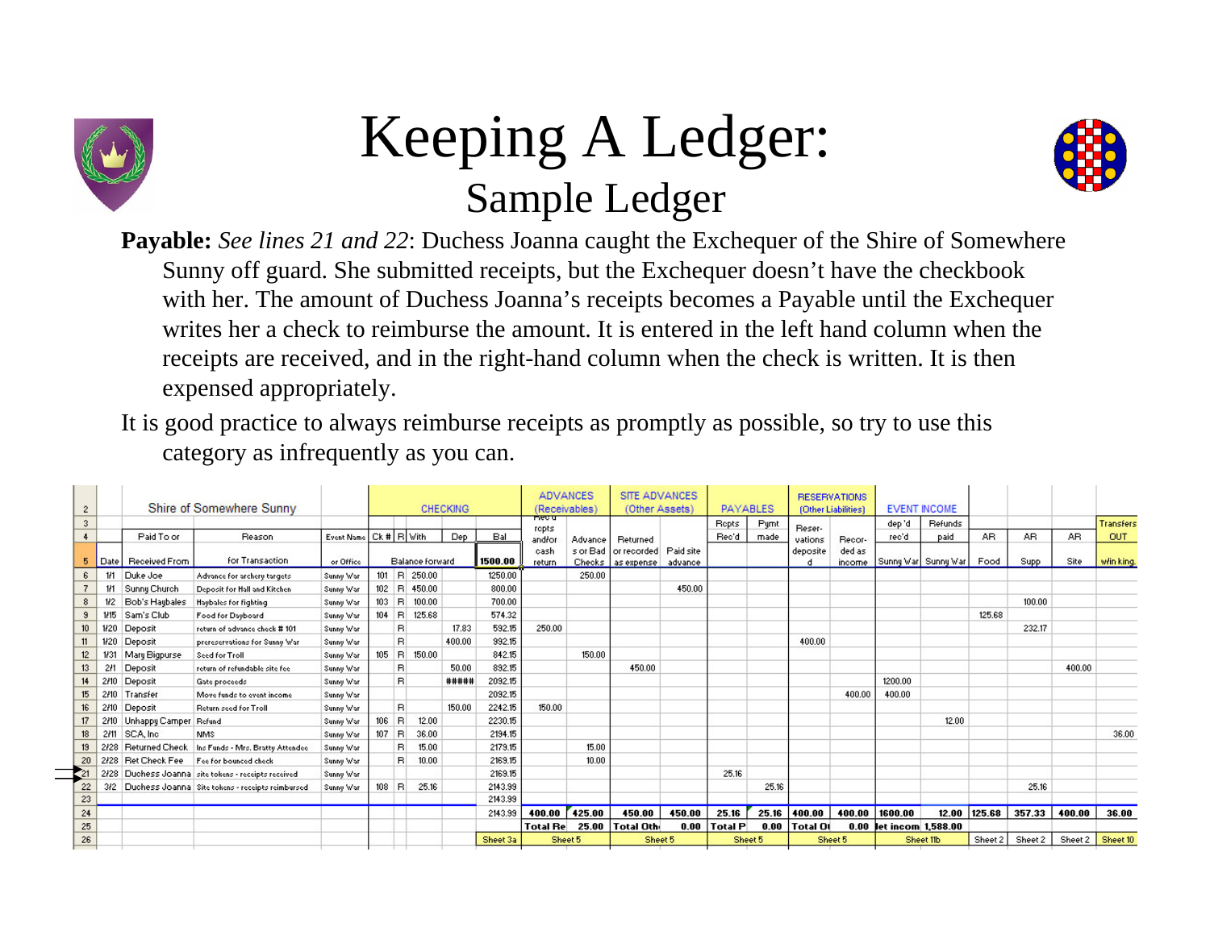# Keeping A Ledger:

## Sample Ledger

**Payable:** *See lines 21 and 22*: Duchess Joanna caught the Exchequer of the Shire of Somewhere Sunny off guard. She submitted receipts, but the Exchequer doesn't have the checkbook with her. The amount of Duchess Joanna's receipts becomes a Payable until the Exchequer writes her a check to reimburse the amount. It is entered in the left hand column when the receipts are received, and in the right-hand column when the check is written. It is then expensed appropriately.

It is good practice to always reimburse receipts as promptly as possible, so try to use this category as infrequently as you can.

| | | | | | | | | | | | | | | | | | | | | | | | |
|---|---|---|---|---|---|---|---|---|---|---|---|---|---|---|---|---|---|---|---|---|---|---|---|
| 2 | | Shire of Somewhere Sunny | | | CHECKING | | | | | ADVANCES (Receivables) | | SITE ADVANCES (Other Assets) | | PAYABLES | | RESERVATIONS (Other Liabilities) | | EVENT INCOME | | | | | |
| 3 | | | | | | | | | | Rec'd | | | | | | | | | | | | | Transfers |
| 4 | | Paid To or | Reason | Event Name | Ck # | R | With | Dep | Bal | rcpts and/or | Advance | Returned | | Rcpts | Pymt | Reser-vations | Recor-ded as | dep'd rec'd | Refunds paid | AR | AR | AR | OUT |
| 5 | Date | Received From | for Transaction | or Office | Balance forward | | | | 1500.00 | cash return | s or Bad Checks | or recorded as expense | Paid site advance | Rec'd | made | deposited | income | Sunny War | Sunny War | Food | Supp | Site | w/in king. |
| 6 | 1/1 | Duke Joe | Advance for archery targets | Sunny War | 101 | R | 250.00 | | 1250.00 | | 250.00 | | | | | | | | | | | | |
| 7 | 1/1 | Sunny Church | Deposit for Hall and Kitchen | Sunny War | 102 | R | 450.00 | | 800.00 | | | | 450.00 | | | | | | | | | | |
| 8 | 1/2 | Bob's Haybales | Haybales for fighting | Sunny War | 103 | R | 100.00 | | 700.00 | | | | | | | | | | | | 100.00 | | |
| 9 | 1/15 | Sam's Club | Food for Dayboard | Sunny War | 104 | R | 125.68 | | 574.32 | | | | | | | | | | | 125.68 | | | |
| 10 | 1/20 | Deposit | return of advance check # 101 | Sunny War | | R | | 17.83 | 592.15 | 250.00 | | | | | | | | | | | 232.17 | | |
| 11 | 1/20 | Deposit | prereservations for Sunny War | Sunny War | | R | | 400.00 | 992.15 | | | | | | | 400.00 | | | | | | | |
| 12 | 1/31 | Mary Bigpurse | Seed for Troll | Sunny War | 105 | R | 150.00 | | 842.15 | | 150.00 | | | | | | | | | | | | |
| 13 | 2/1 | Deposit | return of refundable site fee | Sunny War | | R | | 50.00 | 892.15 | | | 450.00 | | | | | | | | | | 400.00 | |
| 14 | 2/10 | Deposit | Gate proceeds | Sunny War | | R | | ##### | 2092.15 | | | | | | | | | 1200.00 | | | | | |
| 15 | 2/10 | Transfer | Move funds to event income | Sunny War | | | | | 2092.15 | | | | | | | | 400.00 | 400.00 | | | | | |
| 16 | 2/10 | Deposit | Return seed for Troll | Sunny War | | R | | 150.00 | 2242.15 | 150.00 | | | | | | | | | | | | | |
| 17 | 2/10 | Unhappy Camper | Refund | Sunny War | 106 | R | 12.00 | | 2230.15 | | | | | | | | | | 12.00 | | | | |
| 18 | 2/11 | SCA, Inc | NMS | Sunny War | 107 | R | 36.00 | | 2194.15 | | | | | | | | | | | | | | 36.00 |
| 19 | 2/28 | Returned Check | Ins Funds - Mrs. Bratty Attendee | Sunny War | | R | 15.00 | | 2179.15 | | 15.00 | | | | | | | | | | | | |
| 20 | 2/28 | Ret Check Fee | Fee for bounced check | Sunny War | | R | 10.00 | | 2169.15 | | 10.00 | | | | | | | | | | | | |
| 21 | 2/28 | Duchess Joanna | site tokens - receipts received | Sunny War | | | | | 2169.15 | | | | | 25.16 | | | | | | | | | |
| 22 | 3/2 | Duchess Joanna | Site tokens - receipts reimbursed | Sunny War | 108 | R | 25.16 | | 2143.99 | | | | | | 25.16 | | | | | | 25.16 | | |
| 23 | | | | | | | | | 2143.99 | | | | | | | | | | | | | | |
| 24 | | | | | | | | | 2143.99 | 400.00 | 425.00 | 450.00 | 450.00 | 25.16 | 25.16 | 400.00 | 400.00 | 1600.00 | 12.00 | 125.68 | 357.33 | 400.00 | 36.00 |
| 25 | | | | | | | | | | Total Re | 25.00 | Total Oth | 0.00 | Total P | 0.00 | Total Ot | 0.00 | let incom | 1,588.00 | | | | |
| 26 | | | | | | | | | Sheet 3a | Sheet 5 | | Sheet 5 | | Sheet 5 | | Sheet 5 | | Sheet 11b | | Sheet 2 | Sheet 2 | Sheet 2 | Sheet 10 |